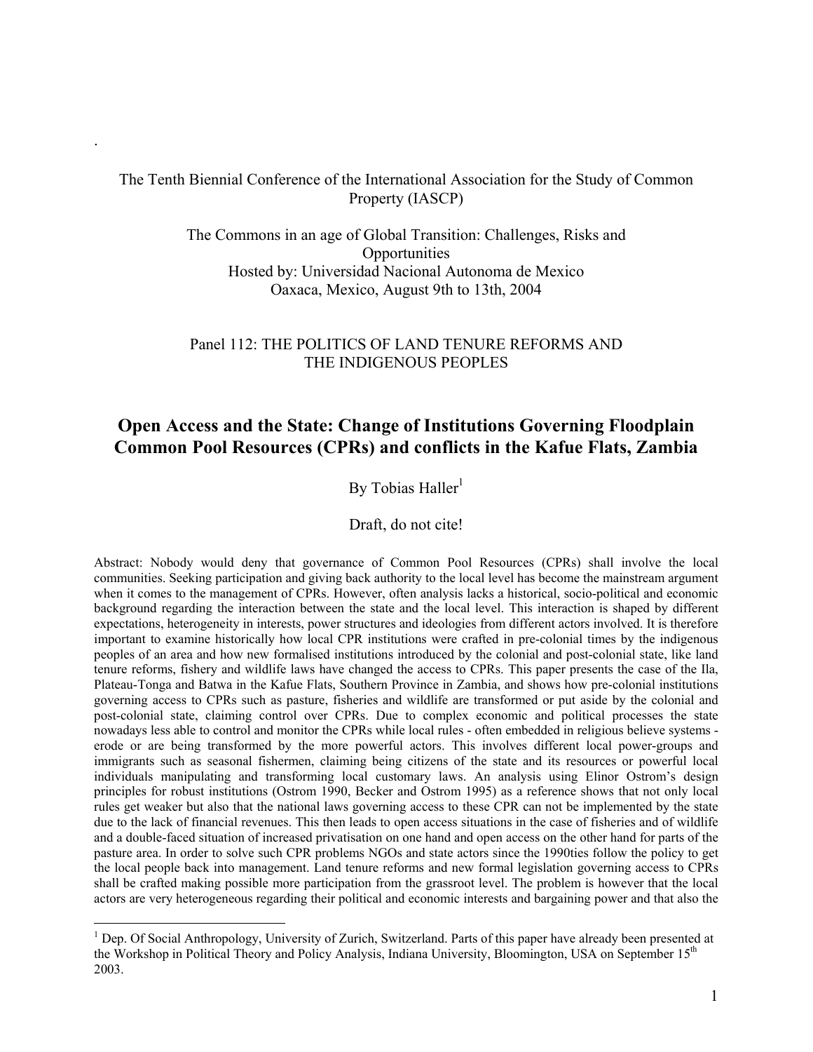.

The Tenth Biennial Conference of the International Association for the Study of Common Property (IASCP)

The Commons in an age of Global Transition: Challenges, Risks and Opportunities
Hosted by: Universidad Nacional Autonoma de Mexico
Oaxaca, Mexico, August 9th to 13th, 2004

Panel 112: THE POLITICS OF LAND TENURE REFORMS AND THE INDIGENOUS PEOPLES

# Open Access and the State: Change of Institutions Governing Floodplain Common Pool Resources (CPRs) and conflicts in the Kafue Flats, Zambia

By Tobias Haller[1]

Draft, do not cite!

Abstract: Nobody would deny that governance of Common Pool Resources (CPRs) shall involve the local communities. Seeking participation and giving back authority to the local level has become the mainstream argument when it comes to the management of CPRs. However, often analysis lacks a historical, socio-political and economic background regarding the interaction between the state and the local level. This interaction is shaped by different expectations, heterogeneity in interests, power structures and ideologies from different actors involved. It is therefore important to examine historically how local CPR institutions were crafted in pre-colonial times by the indigenous peoples of an area and how new formalised institutions introduced by the colonial and post-colonial state, like land tenure reforms, fishery and wildlife laws have changed the access to CPRs. This paper presents the case of the Ila, Plateau-Tonga and Batwa in the Kafue Flats, Southern Province in Zambia, and shows how pre-colonial institutions governing access to CPRs such as pasture, fisheries and wildlife are transformed or put aside by the colonial and post-colonial state, claiming control over CPRs. Due to complex economic and political processes the state nowadays less able to control and monitor the CPRs while local rules - often embedded in religious believe systems - erode or are being transformed by the more powerful actors. This involves different local power-groups and immigrants such as seasonal fishermen, claiming being citizens of the state and its resources or powerful local individuals manipulating and transforming local customary laws. An analysis using Elinor Ostrom's design principles for robust institutions (Ostrom 1990, Becker and Ostrom 1995) as a reference shows that not only local rules get weaker but also that the national laws governing access to these CPR can not be implemented by the state due to the lack of financial revenues. This then leads to open access situations in the case of fisheries and of wildlife and a double-faced situation of increased privatisation on one hand and open access on the other hand for parts of the pasture area. In order to solve such CPR problems NGOs and state actors since the 1990ties follow the policy to get the local people back into management. Land tenure reforms and new formal legislation governing access to CPRs shall be crafted making possible more participation from the grassroot level. The problem is however that the local actors are very heterogeneous regarding their political and economic interests and bargaining power and that also the

[1] Dep. Of Social Anthropology, University of Zurich, Switzerland. Parts of this paper have already been presented at the Workshop in Political Theory and Policy Analysis, Indiana University, Bloomington, USA on September 15th 2003.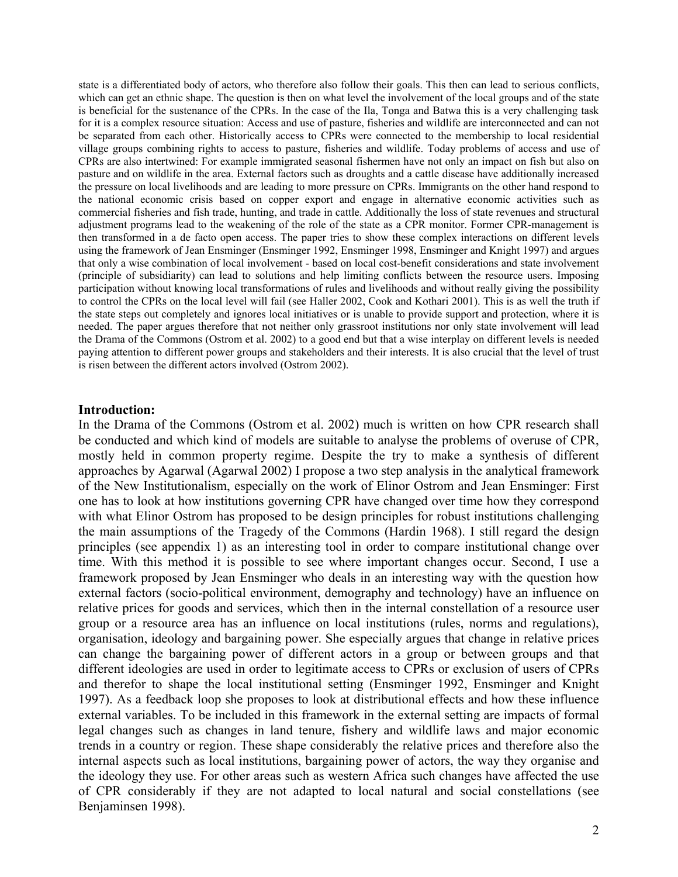state is a differentiated body of actors, who therefore also follow their goals. This then can lead to serious conflicts, which can get an ethnic shape. The question is then on what level the involvement of the local groups and of the state is beneficial for the sustenance of the CPRs. In the case of the Ila, Tonga and Batwa this is a very challenging task for it is a complex resource situation: Access and use of pasture, fisheries and wildlife are interconnected and can not be separated from each other. Historically access to CPRs were connected to the membership to local residential village groups combining rights to access to pasture, fisheries and wildlife. Today problems of access and use of CPRs are also intertwined: For example immigrated seasonal fishermen have not only an impact on fish but also on pasture and on wildlife in the area. External factors such as droughts and a cattle disease have additionally increased the pressure on local livelihoods and are leading to more pressure on CPRs. Immigrants on the other hand respond to the national economic crisis based on copper export and engage in alternative economic activities such as commercial fisheries and fish trade, hunting, and trade in cattle. Additionally the loss of state revenues and structural adjustment programs lead to the weakening of the role of the state as a CPR monitor. Former CPR-management is then transformed in a de facto open access. The paper tries to show these complex interactions on different levels using the framework of Jean Ensminger (Ensminger 1992, Ensminger 1998, Ensminger and Knight 1997) and argues that only a wise combination of local involvement - based on local cost-benefit considerations and state involvement (principle of subsidiarity) can lead to solutions and help limiting conflicts between the resource users. Imposing participation without knowing local transformations of rules and livelihoods and without really giving the possibility to control the CPRs on the local level will fail (see Haller 2002, Cook and Kothari 2001). This is as well the truth if the state steps out completely and ignores local initiatives or is unable to provide support and protection, where it is needed. The paper argues therefore that not neither only grassroot institutions nor only state involvement will lead the Drama of the Commons (Ostrom et al. 2002) to a good end but that a wise interplay on different levels is needed paying attention to different power groups and stakeholders and their interests. It is also crucial that the level of trust is risen between the different actors involved (Ostrom 2002).

## Introduction:

In the Drama of the Commons (Ostrom et al. 2002) much is written on how CPR research shall be conducted and which kind of models are suitable to analyse the problems of overuse of CPR, mostly held in common property regime. Despite the try to make a synthesis of different approaches by Agarwal (Agarwal 2002) I propose a two step analysis in the analytical framework of the New Institutionalism, especially on the work of Elinor Ostrom and Jean Ensminger: First one has to look at how institutions governing CPR have changed over time how they correspond with what Elinor Ostrom has proposed to be design principles for robust institutions challenging the main assumptions of the Tragedy of the Commons (Hardin 1968). I still regard the design principles (see appendix 1) as an interesting tool in order to compare institutional change over time. With this method it is possible to see where important changes occur. Second, I use a framework proposed by Jean Ensminger who deals in an interesting way with the question how external factors (socio-political environment, demography and technology) have an influence on relative prices for goods and services, which then in the internal constellation of a resource user group or a resource area has an influence on local institutions (rules, norms and regulations), organisation, ideology and bargaining power. She especially argues that change in relative prices can change the bargaining power of different actors in a group or between groups and that different ideologies are used in order to legitimate access to CPRs or exclusion of users of CPRs and therefor to shape the local institutional setting (Ensminger 1992, Ensminger and Knight 1997). As a feedback loop she proposes to look at distributional effects and how these influence external variables. To be included in this framework in the external setting are impacts of formal legal changes such as changes in land tenure, fishery and wildlife laws and major economic trends in a country or region. These shape considerably the relative prices and therefore also the internal aspects such as local institutions, bargaining power of actors, the way they organise and the ideology they use. For other areas such as western Africa such changes have affected the use of CPR considerably if they are not adapted to local natural and social constellations (see Benjaminsen 1998).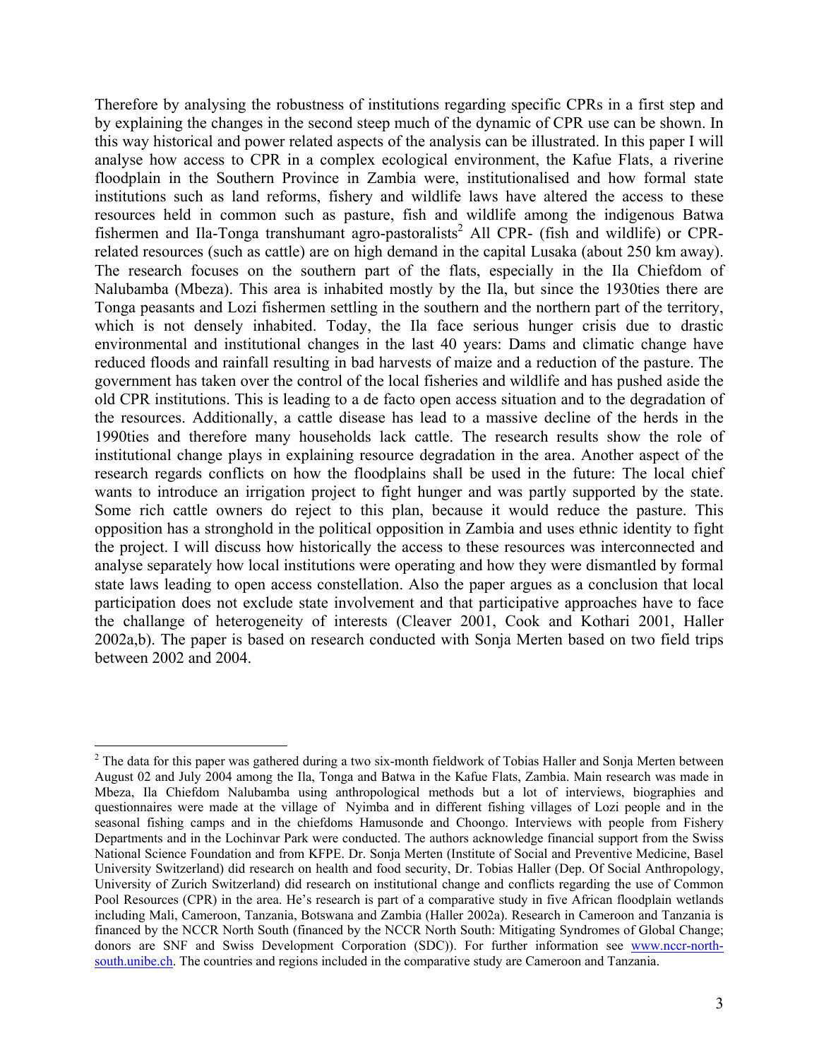Therefore by analysing the robustness of institutions regarding specific CPRs in a first step and by explaining the changes in the second steep much of the dynamic of CPR use can be shown. In this way historical and power related aspects of the analysis can be illustrated. In this paper I will analyse how access to CPR in a complex ecological environment, the Kafue Flats, a riverine floodplain in the Southern Province in Zambia were, institutionalised and how formal state institutions such as land reforms, fishery and wildlife laws have altered the access to these resources held in common such as pasture, fish and wildlife among the indigenous Batwa fishermen and Ila-Tonga transhumant agro-pastoralists[2] All CPR- (fish and wildlife) or CPR-related resources (such as cattle) are on high demand in the capital Lusaka (about 250 km away). The research focuses on the southern part of the flats, especially in the Ila Chiefdom of Nalubamba (Mbeza). This area is inhabited mostly by the Ila, but since the 1930ties there are Tonga peasants and Lozi fishermen settling in the southern and the northern part of the territory, which is not densely inhabited. Today, the Ila face serious hunger crisis due to drastic environmental and institutional changes in the last 40 years: Dams and climatic change have reduced floods and rainfall resulting in bad harvests of maize and a reduction of the pasture. The government has taken over the control of the local fisheries and wildlife and has pushed aside the old CPR institutions. This is leading to a de facto open access situation and to the degradation of the resources. Additionally, a cattle disease has lead to a massive decline of the herds in the 1990ties and therefore many households lack cattle. The research results show the role of institutional change plays in explaining resource degradation in the area. Another aspect of the research regards conflicts on how the floodplains shall be used in the future: The local chief wants to introduce an irrigation project to fight hunger and was partly supported by the state. Some rich cattle owners do reject to this plan, because it would reduce the pasture. This opposition has a stronghold in the political opposition in Zambia and uses ethnic identity to fight the project. I will discuss how historically the access to these resources was interconnected and analyse separately how local institutions were operating and how they were dismantled by formal state laws leading to open access constellation. Also the paper argues as a conclusion that local participation does not exclude state involvement and that participative approaches have to face the challange of heterogeneity of interests (Cleaver 2001, Cook and Kothari 2001, Haller 2002a,b). The paper is based on research conducted with Sonja Merten based on two field trips between 2002 and 2004.

---

[2] The data for this paper was gathered during a two six-month fieldwork of Tobias Haller and Sonja Merten between August 02 and July 2004 among the Ila, Tonga and Batwa in the Kafue Flats, Zambia. Main research was made in Mbeza, Ila Chiefdom Nalubamba using anthropological methods but a lot of interviews, biographies and questionnaires were made at the village of Nyimba and in different fishing villages of Lozi people and in the seasonal fishing camps and in the chiefdoms Hamusonde and Choongo. Interviews with people from Fishery Departments and in the Lochinvar Park were conducted. The authors acknowledge financial support from the Swiss National Science Foundation and from KFPE. Dr. Sonja Merten (Institute of Social and Preventive Medicine, Basel University Switzerland) did research on health and food security, Dr. Tobias Haller (Dep. Of Social Anthropology, University of Zurich Switzerland) did research on institutional change and conflicts regarding the use of Common Pool Resources (CPR) in the area. He's research is part of a comparative study in five African floodplain wetlands including Mali, Cameroon, Tanzania, Botswana and Zambia (Haller 2002a). Research in Cameroon and Tanzania is financed by the NCCR North South (financed by the NCCR North South: Mitigating Syndromes of Global Change; donors are SNF and Swiss Development Corporation (SDC)). For further information see [www.nccr-north-south.unibe.ch](http://www.nccr-north-south.unibe.ch). The countries and regions included in the comparative study are Cameroon and Tanzania.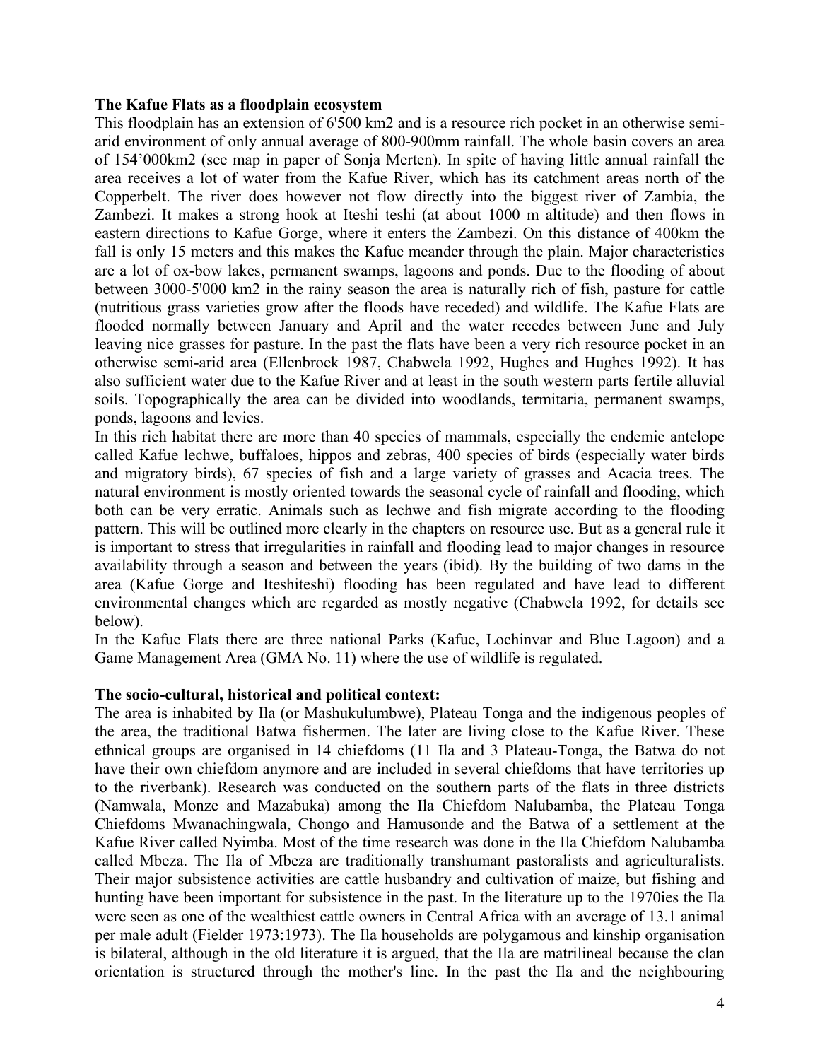**The Kafue Flats as a floodplain ecosystem**

This floodplain has an extension of 6'500 km2 and is a resource rich pocket in an otherwise semi-arid environment of only annual average of 800-900mm rainfall. The whole basin covers an area of 154'000km2 (see map in paper of Sonja Merten). In spite of having little annual rainfall the area receives a lot of water from the Kafue River, which has its catchment areas north of the Copperbelt. The river does however not flow directly into the biggest river of Zambia, the Zambezi. It makes a strong hook at Iteshi teshi (at about 1000 m altitude) and then flows in eastern directions to Kafue Gorge, where it enters the Zambezi. On this distance of 400km the fall is only 15 meters and this makes the Kafue meander through the plain. Major characteristics are a lot of ox-bow lakes, permanent swamps, lagoons and ponds. Due to the flooding of about between 3000-5'000 km2 in the rainy season the area is naturally rich of fish, pasture for cattle (nutritious grass varieties grow after the floods have receded) and wildlife. The Kafue Flats are flooded normally between January and April and the water recedes between June and July leaving nice grasses for pasture. In the past the flats have been a very rich resource pocket in an otherwise semi-arid area (Ellenbroek 1987, Chabwela 1992, Hughes and Hughes 1992). It has also sufficient water due to the Kafue River and at least in the south western parts fertile alluvial soils. Topographically the area can be divided into woodlands, termitaria, permanent swamps, ponds, lagoons and levies.

In this rich habitat there are more than 40 species of mammals, especially the endemic antelope called Kafue lechwe, buffaloes, hippos and zebras, 400 species of birds (especially water birds and migratory birds), 67 species of fish and a large variety of grasses and Acacia trees. The natural environment is mostly oriented towards the seasonal cycle of rainfall and flooding, which both can be very erratic. Animals such as lechwe and fish migrate according to the flooding pattern. This will be outlined more clearly in the chapters on resource use. But as a general rule it is important to stress that irregularities in rainfall and flooding lead to major changes in resource availability through a season and between the years (ibid). By the building of two dams in the area (Kafue Gorge and Iteshiteshi) flooding has been regulated and have lead to different environmental changes which are regarded as mostly negative (Chabwela 1992, for details see below).

In the Kafue Flats there are three national Parks (Kafue, Lochinvar and Blue Lagoon) and a Game Management Area (GMA No. 11) where the use of wildlife is regulated.

**The socio-cultural, historical and political context:**

The area is inhabited by Ila (or Mashukulumbwe), Plateau Tonga and the indigenous peoples of the area, the traditional Batwa fishermen. The later are living close to the Kafue River. These ethnical groups are organised in 14 chiefdoms (11 Ila and 3 Plateau-Tonga, the Batwa do not have their own chiefdom anymore and are included in several chiefdoms that have territories up to the riverbank). Research was conducted on the southern parts of the flats in three districts (Namwala, Monze and Mazabuka) among the Ila Chiefdom Nalubamba, the Plateau Tonga Chiefdoms Mwanachingwala, Chongo and Hamusonde and the Batwa of a settlement at the Kafue River called Nyimba. Most of the time research was done in the Ila Chiefdom Nalubamba called Mbeza. The Ila of Mbeza are traditionally transhumant pastoralists and agriculturalists. Their major subsistence activities are cattle husbandry and cultivation of maize, but fishing and hunting have been important for subsistence in the past. In the literature up to the 1970ies the Ila were seen as one of the wealthiest cattle owners in Central Africa with an average of 13.1 animal per male adult (Fielder 1973:1973). The Ila households are polygamous and kinship organisation is bilateral, although in the old literature it is argued, that the Ila are matrilineal because the clan orientation is structured through the mother's line. In the past the Ila and the neighbouring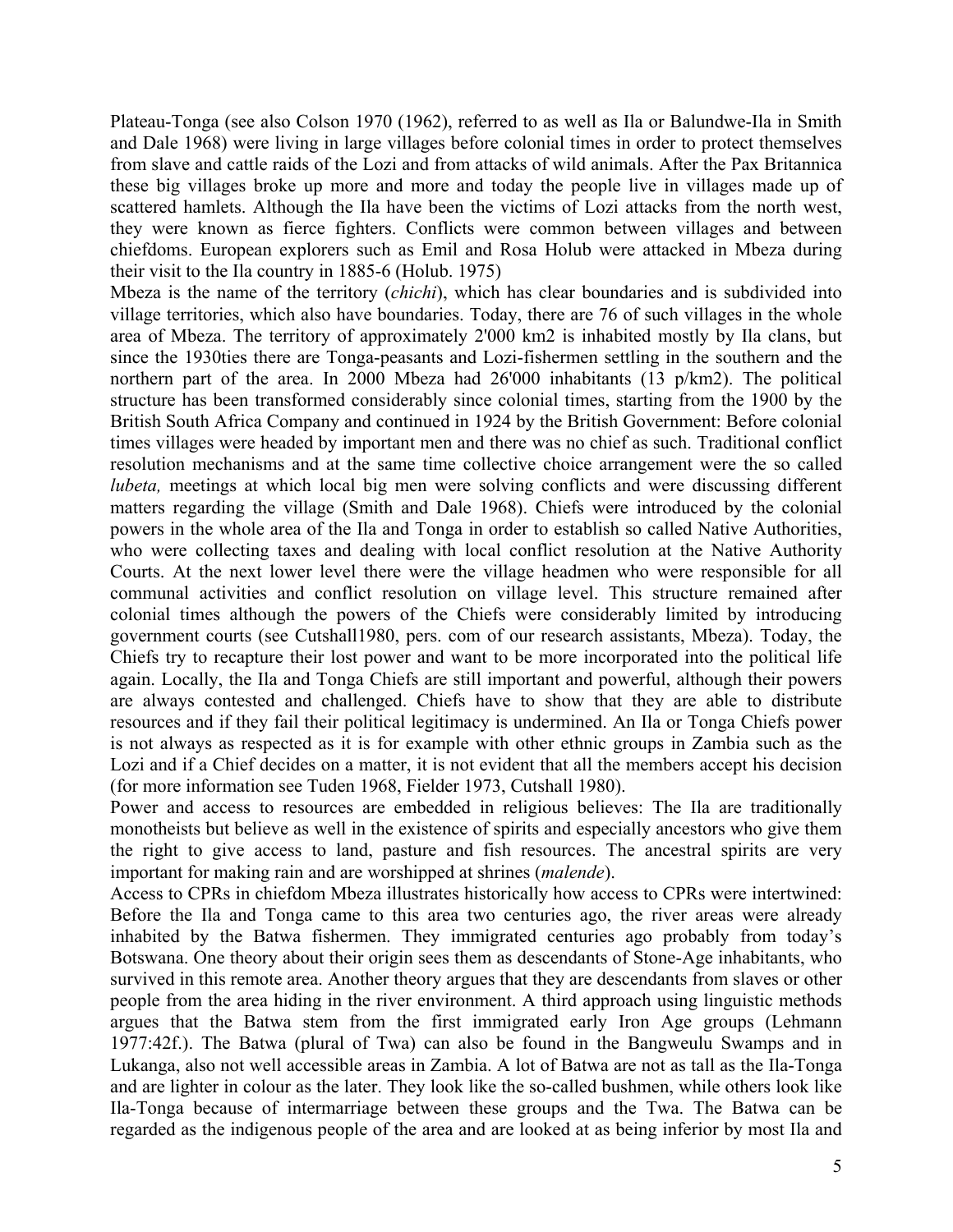Plateau-Tonga (see also Colson 1970 (1962), referred to as well as Ila or Balundwe-Ila in Smith and Dale 1968) were living in large villages before colonial times in order to protect themselves from slave and cattle raids of the Lozi and from attacks of wild animals. After the Pax Britannica these big villages broke up more and more and today the people live in villages made up of scattered hamlets. Although the Ila have been the victims of Lozi attacks from the north west, they were known as fierce fighters. Conflicts were common between villages and between chiefdoms. European explorers such as Emil and Rosa Holub were attacked in Mbeza during their visit to the Ila country in 1885-6 (Holub. 1975)

Mbeza is the name of the territory (*chichi*), which has clear boundaries and is subdivided into village territories, which also have boundaries. Today, there are 76 of such villages in the whole area of Mbeza. The territory of approximately 2'000 km2 is inhabited mostly by Ila clans, but since the 1930ties there are Tonga-peasants and Lozi-fishermen settling in the southern and the northern part of the area. In 2000 Mbeza had 26'000 inhabitants (13 p/km2). The political structure has been transformed considerably since colonial times, starting from the 1900 by the British South Africa Company and continued in 1924 by the British Government: Before colonial times villages were headed by important men and there was no chief as such. Traditional conflict resolution mechanisms and at the same time collective choice arrangement were the so called *lubeta,* meetings at which local big men were solving conflicts and were discussing different matters regarding the village (Smith and Dale 1968). Chiefs were introduced by the colonial powers in the whole area of the Ila and Tonga in order to establish so called Native Authorities, who were collecting taxes and dealing with local conflict resolution at the Native Authority Courts. At the next lower level there were the village headmen who were responsible for all communal activities and conflict resolution on village level. This structure remained after colonial times although the powers of the Chiefs were considerably limited by introducing government courts (see Cutshall1980, pers. com of our research assistants, Mbeza). Today, the Chiefs try to recapture their lost power and want to be more incorporated into the political life again. Locally, the Ila and Tonga Chiefs are still important and powerful, although their powers are always contested and challenged. Chiefs have to show that they are able to distribute resources and if they fail their political legitimacy is undermined. An Ila or Tonga Chiefs power is not always as respected as it is for example with other ethnic groups in Zambia such as the Lozi and if a Chief decides on a matter, it is not evident that all the members accept his decision (for more information see Tuden 1968, Fielder 1973, Cutshall 1980).

Power and access to resources are embedded in religious believes: The Ila are traditionally monotheists but believe as well in the existence of spirits and especially ancestors who give them the right to give access to land, pasture and fish resources. The ancestral spirits are very important for making rain and are worshipped at shrines (*malende*).

Access to CPRs in chiefdom Mbeza illustrates historically how access to CPRs were intertwined: Before the Ila and Tonga came to this area two centuries ago, the river areas were already inhabited by the Batwa fishermen. They immigrated centuries ago probably from today's Botswana. One theory about their origin sees them as descendants of Stone-Age inhabitants, who survived in this remote area. Another theory argues that they are descendants from slaves or other people from the area hiding in the river environment. A third approach using linguistic methods argues that the Batwa stem from the first immigrated early Iron Age groups (Lehmann 1977:42f.). The Batwa (plural of Twa) can also be found in the Bangweulu Swamps and in Lukanga, also not well accessible areas in Zambia. A lot of Batwa are not as tall as the Ila-Tonga and are lighter in colour as the later. They look like the so-called bushmen, while others look like Ila-Tonga because of intermarriage between these groups and the Twa. The Batwa can be regarded as the indigenous people of the area and are looked at as being inferior by most Ila and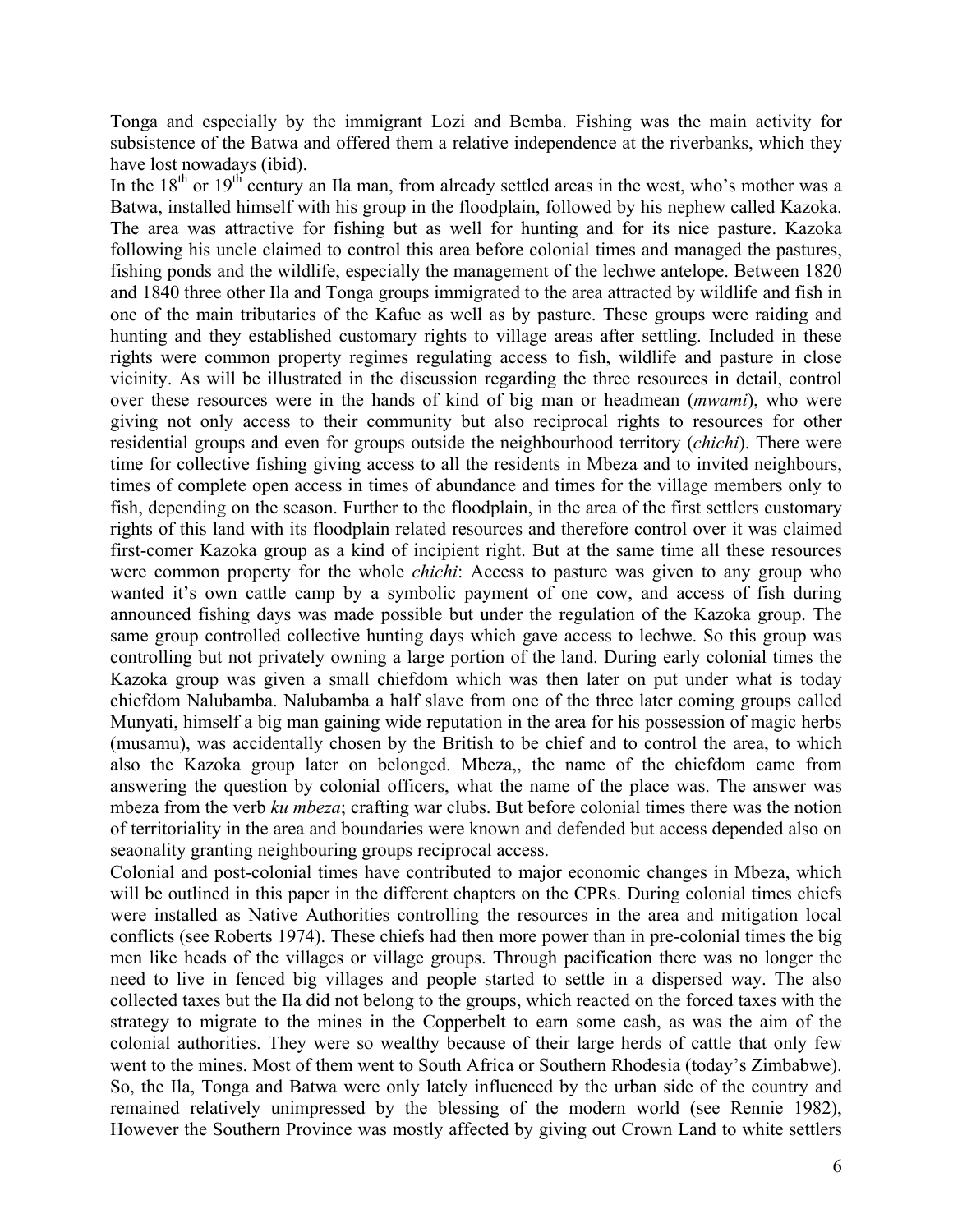Tonga and especially by the immigrant Lozi and Bemba. Fishing was the main activity for subsistence of the Batwa and offered them a relative independence at the riverbanks, which they have lost nowadays (ibid).

In the 18th or 19th century an Ila man, from already settled areas in the west, who's mother was a Batwa, installed himself with his group in the floodplain, followed by his nephew called Kazoka. The area was attractive for fishing but as well for hunting and for its nice pasture. Kazoka following his uncle claimed to control this area before colonial times and managed the pastures, fishing ponds and the wildlife, especially the management of the lechwe antelope. Between 1820 and 1840 three other Ila and Tonga groups immigrated to the area attracted by wildlife and fish in one of the main tributaries of the Kafue as well as by pasture. These groups were raiding and hunting and they established customary rights to village areas after settling. Included in these rights were common property regimes regulating access to fish, wildlife and pasture in close vicinity. As will be illustrated in the discussion regarding the three resources in detail, control over these resources were in the hands of kind of big man or headmean (*mwami*), who were giving not only access to their community but also reciprocal rights to resources for other residential groups and even for groups outside the neighbourhood territory (*chichi*). There were time for collective fishing giving access to all the residents in Mbeza and to invited neighbours, times of complete open access in times of abundance and times for the village members only to fish, depending on the season. Further to the floodplain, in the area of the first settlers customary rights of this land with its floodplain related resources and therefore control over it was claimed first-comer Kazoka group as a kind of incipient right. But at the same time all these resources were common property for the whole *chichi*: Access to pasture was given to any group who wanted it's own cattle camp by a symbolic payment of one cow, and access of fish during announced fishing days was made possible but under the regulation of the Kazoka group. The same group controlled collective hunting days which gave access to lechwe. So this group was controlling but not privately owning a large portion of the land. During early colonial times the Kazoka group was given a small chiefdom which was then later on put under what is today chiefdom Nalubamba. Nalubamba a half slave from one of the three later coming groups called Munyati, himself a big man gaining wide reputation in the area for his possession of magic herbs (musamu), was accidentally chosen by the British to be chief and to control the area, to which also the Kazoka group later on belonged. Mbeza,, the name of the chiefdom came from answering the question by colonial officers, what the name of the place was. The answer was mbeza from the verb *ku mbeza*; crafting war clubs. But before colonial times there was the notion of territoriality in the area and boundaries were known and defended but access depended also on seaonality granting neighbouring groups reciprocal access.

Colonial and post-colonial times have contributed to major economic changes in Mbeza, which will be outlined in this paper in the different chapters on the CPRs. During colonial times chiefs were installed as Native Authorities controlling the resources in the area and mitigation local conflicts (see Roberts 1974). These chiefs had then more power than in pre-colonial times the big men like heads of the villages or village groups. Through pacification there was no longer the need to live in fenced big villages and people started to settle in a dispersed way. The also collected taxes but the Ila did not belong to the groups, which reacted on the forced taxes with the strategy to migrate to the mines in the Copperbelt to earn some cash, as was the aim of the colonial authorities. They were so wealthy because of their large herds of cattle that only few went to the mines. Most of them went to South Africa or Southern Rhodesia (today's Zimbabwe). So, the Ila, Tonga and Batwa were only lately influenced by the urban side of the country and remained relatively unimpressed by the blessing of the modern world (see Rennie 1982), However the Southern Province was mostly affected by giving out Crown Land to white settlers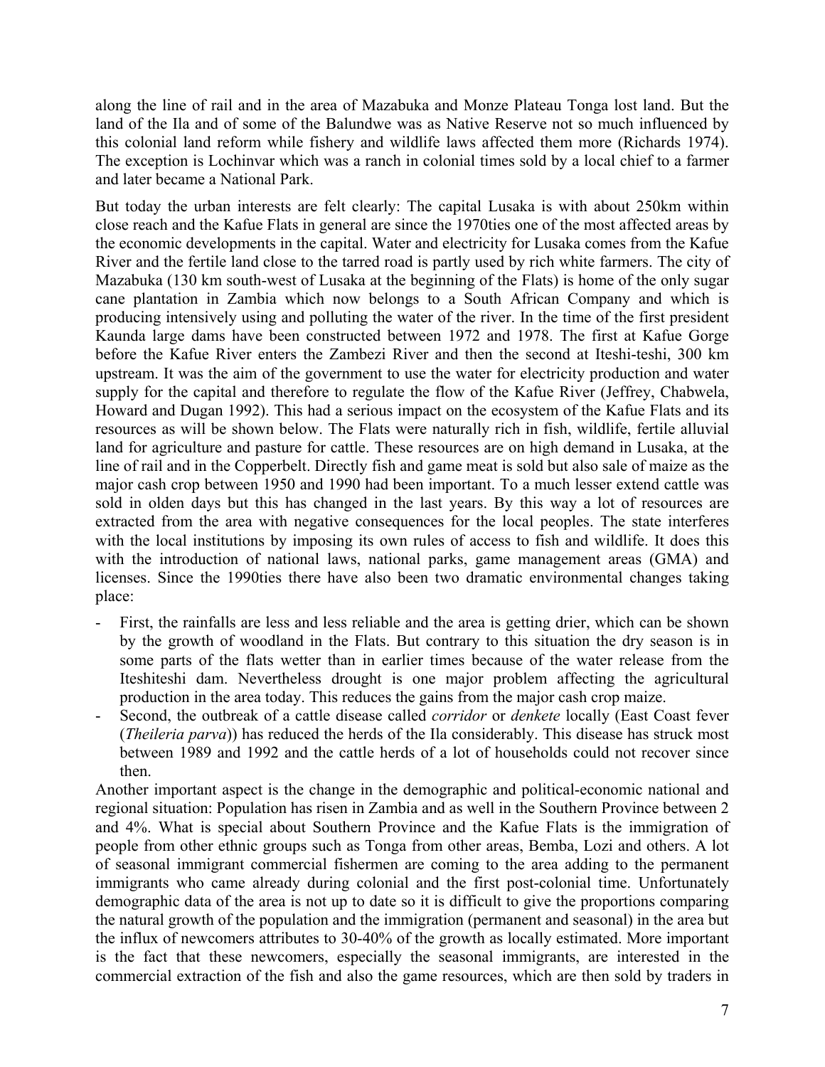along the line of rail and in the area of Mazabuka and Monze Plateau Tonga lost land. But the land of the Ila and of some of the Balundwe was as Native Reserve not so much influenced by this colonial land reform while fishery and wildlife laws affected them more (Richards 1974). The exception is Lochinvar which was a ranch in colonial times sold by a local chief to a farmer and later became a National Park.

But today the urban interests are felt clearly: The capital Lusaka is with about 250km within close reach and the Kafue Flats in general are since the 1970ties one of the most affected areas by the economic developments in the capital. Water and electricity for Lusaka comes from the Kafue River and the fertile land close to the tarred road is partly used by rich white farmers. The city of Mazabuka (130 km south-west of Lusaka at the beginning of the Flats) is home of the only sugar cane plantation in Zambia which now belongs to a South African Company and which is producing intensively using and polluting the water of the river. In the time of the first president Kaunda large dams have been constructed between 1972 and 1978. The first at Kafue Gorge before the Kafue River enters the Zambezi River and then the second at Iteshi-teshi, 300 km upstream. It was the aim of the government to use the water for electricity production and water supply for the capital and therefore to regulate the flow of the Kafue River (Jeffrey, Chabwela, Howard and Dugan 1992). This had a serious impact on the ecosystem of the Kafue Flats and its resources as will be shown below. The Flats were naturally rich in fish, wildlife, fertile alluvial land for agriculture and pasture for cattle. These resources are on high demand in Lusaka, at the line of rail and in the Copperbelt. Directly fish and game meat is sold but also sale of maize as the major cash crop between 1950 and 1990 had been important. To a much lesser extend cattle was sold in olden days but this has changed in the last years. By this way a lot of resources are extracted from the area with negative consequences for the local peoples. The state interferes with the local institutions by imposing its own rules of access to fish and wildlife. It does this with the introduction of national laws, national parks, game management areas (GMA) and licenses. Since the 1990ties there have also been two dramatic environmental changes taking place:

- First, the rainfalls are less and less reliable and the area is getting drier, which can be shown by the growth of woodland in the Flats. But contrary to this situation the dry season is in some parts of the flats wetter than in earlier times because of the water release from the Iteshiteshi dam. Nevertheless drought is one major problem affecting the agricultural production in the area today. This reduces the gains from the major cash crop maize.
- Second, the outbreak of a cattle disease called *corridor* or *denkete* locally (East Coast fever (*Theileria parva*)) has reduced the herds of the Ila considerably. This disease has struck most between 1989 and 1992 and the cattle herds of a lot of households could not recover since then.

Another important aspect is the change in the demographic and political-economic national and regional situation: Population has risen in Zambia and as well in the Southern Province between 2 and 4%. What is special about Southern Province and the Kafue Flats is the immigration of people from other ethnic groups such as Tonga from other areas, Bemba, Lozi and others. A lot of seasonal immigrant commercial fishermen are coming to the area adding to the permanent immigrants who came already during colonial and the first post-colonial time. Unfortunately demographic data of the area is not up to date so it is difficult to give the proportions comparing the natural growth of the population and the immigration (permanent and seasonal) in the area but the influx of newcomers attributes to 30-40% of the growth as locally estimated. More important is the fact that these newcomers, especially the seasonal immigrants, are interested in the commercial extraction of the fish and also the game resources, which are then sold by traders in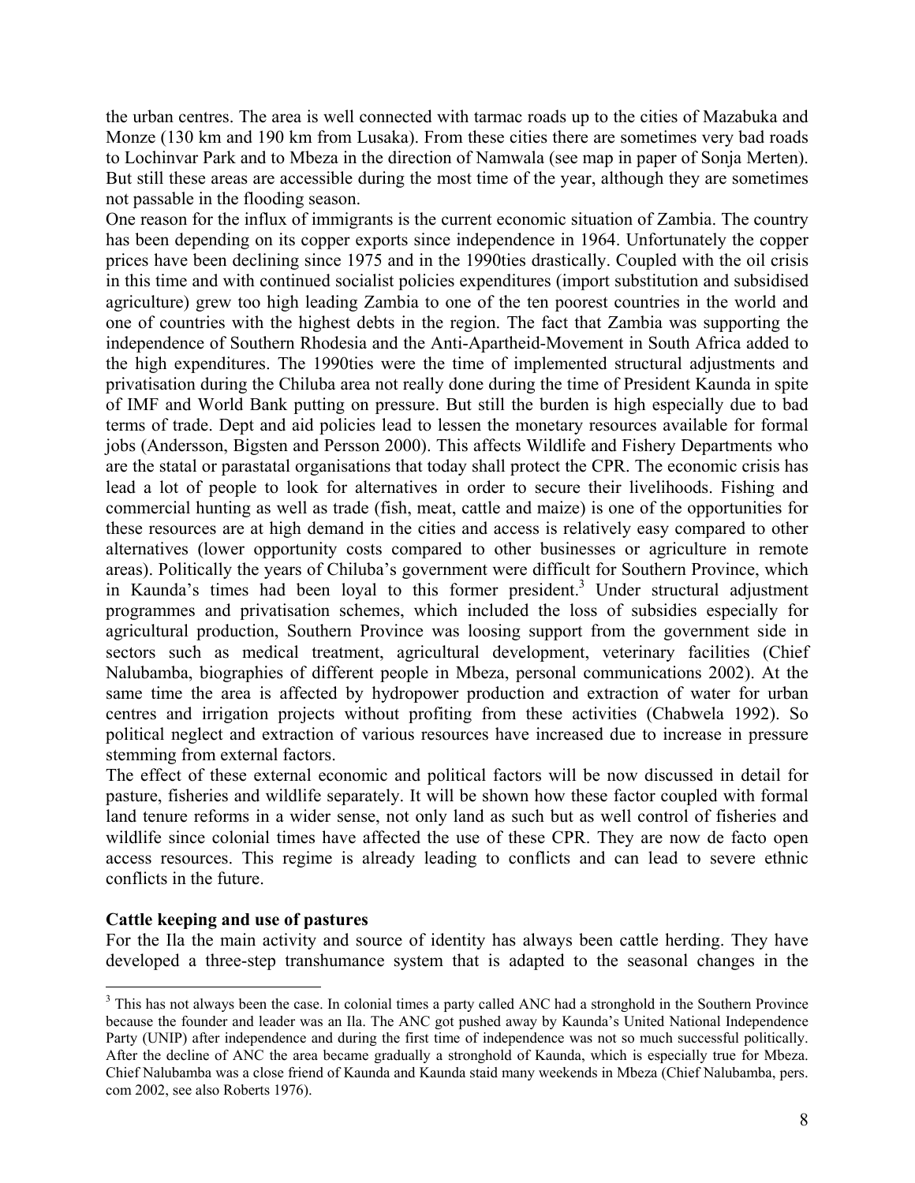the urban centres. The area is well connected with tarmac roads up to the cities of Mazabuka and Monze (130 km and 190 km from Lusaka). From these cities there are sometimes very bad roads to Lochinvar Park and to Mbeza in the direction of Namwala (see map in paper of Sonja Merten). But still these areas are accessible during the most time of the year, although they are sometimes not passable in the flooding season.

One reason for the influx of immigrants is the current economic situation of Zambia. The country has been depending on its copper exports since independence in 1964. Unfortunately the copper prices have been declining since 1975 and in the 1990ties drastically. Coupled with the oil crisis in this time and with continued socialist policies expenditures (import substitution and subsidised agriculture) grew too high leading Zambia to one of the ten poorest countries in the world and one of countries with the highest debts in the region. The fact that Zambia was supporting the independence of Southern Rhodesia and the Anti-Apartheid-Movement in South Africa added to the high expenditures. The 1990ties were the time of implemented structural adjustments and privatisation during the Chiluba area not really done during the time of President Kaunda in spite of IMF and World Bank putting on pressure. But still the burden is high especially due to bad terms of trade. Dept and aid policies lead to lessen the monetary resources available for formal jobs (Andersson, Bigsten and Persson 2000). This affects Wildlife and Fishery Departments who are the statal or parastatal organisations that today shall protect the CPR. The economic crisis has lead a lot of people to look for alternatives in order to secure their livelihoods. Fishing and commercial hunting as well as trade (fish, meat, cattle and maize) is one of the opportunities for these resources are at high demand in the cities and access is relatively easy compared to other alternatives (lower opportunity costs compared to other businesses or agriculture in remote areas). Politically the years of Chiluba's government were difficult for Southern Province, which in Kaunda's times had been loyal to this former president.[3] Under structural adjustment programmes and privatisation schemes, which included the loss of subsidies especially for agricultural production, Southern Province was loosing support from the government side in sectors such as medical treatment, agricultural development, veterinary facilities (Chief Nalubamba, biographies of different people in Mbeza, personal communications 2002). At the same time the area is affected by hydropower production and extraction of water for urban centres and irrigation projects without profiting from these activities (Chabwela 1992). So political neglect and extraction of various resources have increased due to increase in pressure stemming from external factors.

The effect of these external economic and political factors will be now discussed in detail for pasture, fisheries and wildlife separately. It will be shown how these factor coupled with formal land tenure reforms in a wider sense, not only land as such but as well control of fisheries and wildlife since colonial times have affected the use of these CPR. They are now de facto open access resources. This regime is already leading to conflicts and can lead to severe ethnic conflicts in the future.

**Cattle keeping and use of pastures**

For the Ila the main activity and source of identity has always been cattle herding. They have developed a three-step transhumance system that is adapted to the seasonal changes in the

[3] This has not always been the case. In colonial times a party called ANC had a stronghold in the Southern Province because the founder and leader was an Ila. The ANC got pushed away by Kaunda's United National Independence Party (UNIP) after independence and during the first time of independence was not so much successful politically. After the decline of ANC the area became gradually a stronghold of Kaunda, which is especially true for Mbeza. Chief Nalubamba was a close friend of Kaunda and Kaunda staid many weekends in Mbeza (Chief Nalubamba, pers. com 2002, see also Roberts 1976).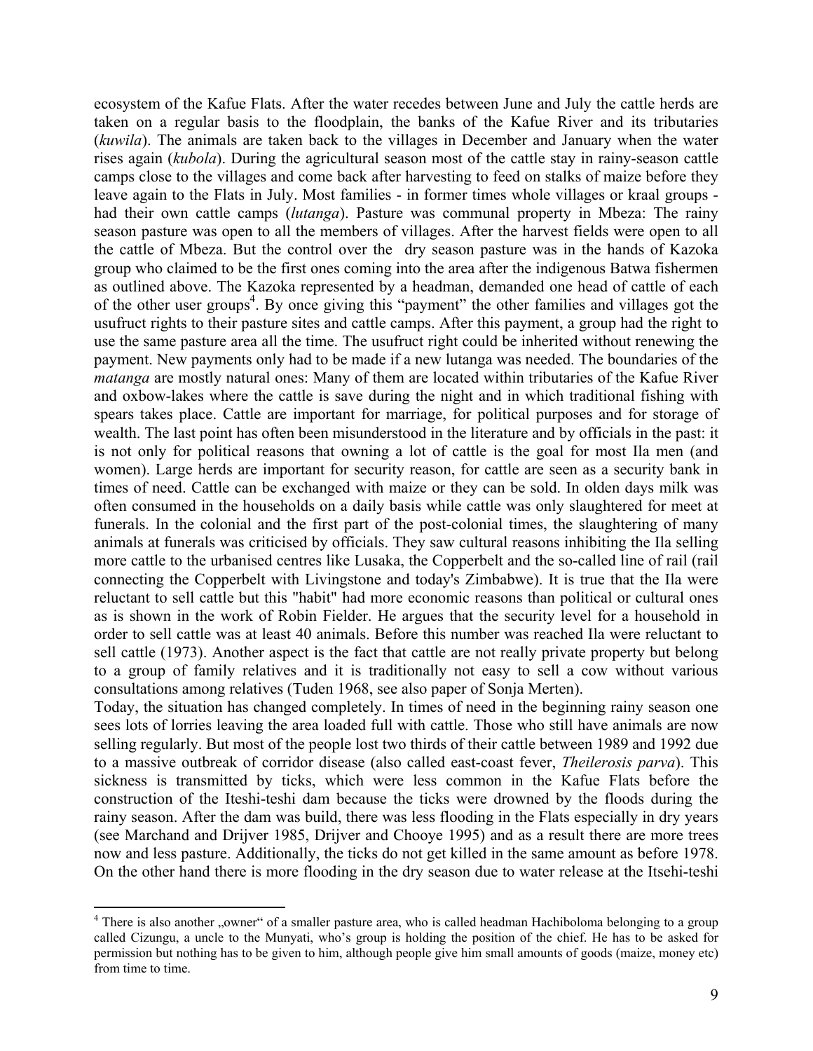ecosystem of the Kafue Flats. After the water recedes between June and July the cattle herds are taken on a regular basis to the floodplain, the banks of the Kafue River and its tributaries (*kuwila*). The animals are taken back to the villages in December and January when the water rises again (*kubola*). During the agricultural season most of the cattle stay in rainy-season cattle camps close to the villages and come back after harvesting to feed on stalks of maize before they leave again to the Flats in July. Most families - in former times whole villages or kraal groups - had their own cattle camps (*lutanga*). Pasture was communal property in Mbeza: The rainy season pasture was open to all the members of villages. After the harvest fields were open to all the cattle of Mbeza. But the control over the dry season pasture was in the hands of Kazoka group who claimed to be the first ones coming into the area after the indigenous Batwa fishermen as outlined above. The Kazoka represented by a headman, demanded one head of cattle of each of the other user groups[4]. By once giving this "payment" the other families and villages got the usufruct rights to their pasture sites and cattle camps. After this payment, a group had the right to use the same pasture area all the time. The usufruct right could be inherited without renewing the payment. New payments only had to be made if a new lutanga was needed. The boundaries of the *matanga* are mostly natural ones: Many of them are located within tributaries of the Kafue River and oxbow-lakes where the cattle is save during the night and in which traditional fishing with spears takes place. Cattle are important for marriage, for political purposes and for storage of wealth. The last point has often been misunderstood in the literature and by officials in the past: it is not only for political reasons that owning a lot of cattle is the goal for most Ila men (and women). Large herds are important for security reason, for cattle are seen as a security bank in times of need. Cattle can be exchanged with maize or they can be sold. In olden days milk was often consumed in the households on a daily basis while cattle was only slaughtered for meet at funerals. In the colonial and the first part of the post-colonial times, the slaughtering of many animals at funerals was criticised by officials. They saw cultural reasons inhibiting the Ila selling more cattle to the urbanised centres like Lusaka, the Copperbelt and the so-called line of rail (rail connecting the Copperbelt with Livingstone and today's Zimbabwe). It is true that the Ila were reluctant to sell cattle but this "habit" had more economic reasons than political or cultural ones as is shown in the work of Robin Fielder. He argues that the security level for a household in order to sell cattle was at least 40 animals. Before this number was reached Ila were reluctant to sell cattle (1973). Another aspect is the fact that cattle are not really private property but belong to a group of family relatives and it is traditionally not easy to sell a cow without various consultations among relatives (Tuden 1968, see also paper of Sonja Merten).

Today, the situation has changed completely. In times of need in the beginning rainy season one sees lots of lorries leaving the area loaded full with cattle. Those who still have animals are now selling regularly. But most of the people lost two thirds of their cattle between 1989 and 1992 due to a massive outbreak of corridor disease (also called east-coast fever, *Theilerosis parva*). This sickness is transmitted by ticks, which were less common in the Kafue Flats before the construction of the Iteshi-teshi dam because the ticks were drowned by the floods during the rainy season. After the dam was build, there was less flooding in the Flats especially in dry years (see Marchand and Drijver 1985, Drijver and Chooye 1995) and as a result there are more trees now and less pasture. Additionally, the ticks do not get killed in the same amount as before 1978. On the other hand there is more flooding in the dry season due to water release at the Itsehi-teshi

[4] There is also another „owner" of a smaller pasture area, who is called headman Hachiboloma belonging to a group called Cizungu, a uncle to the Munyati, who's group is holding the position of the chief. He has to be asked for permission but nothing has to be given to him, although people give him small amounts of goods (maize, money etc) from time to time.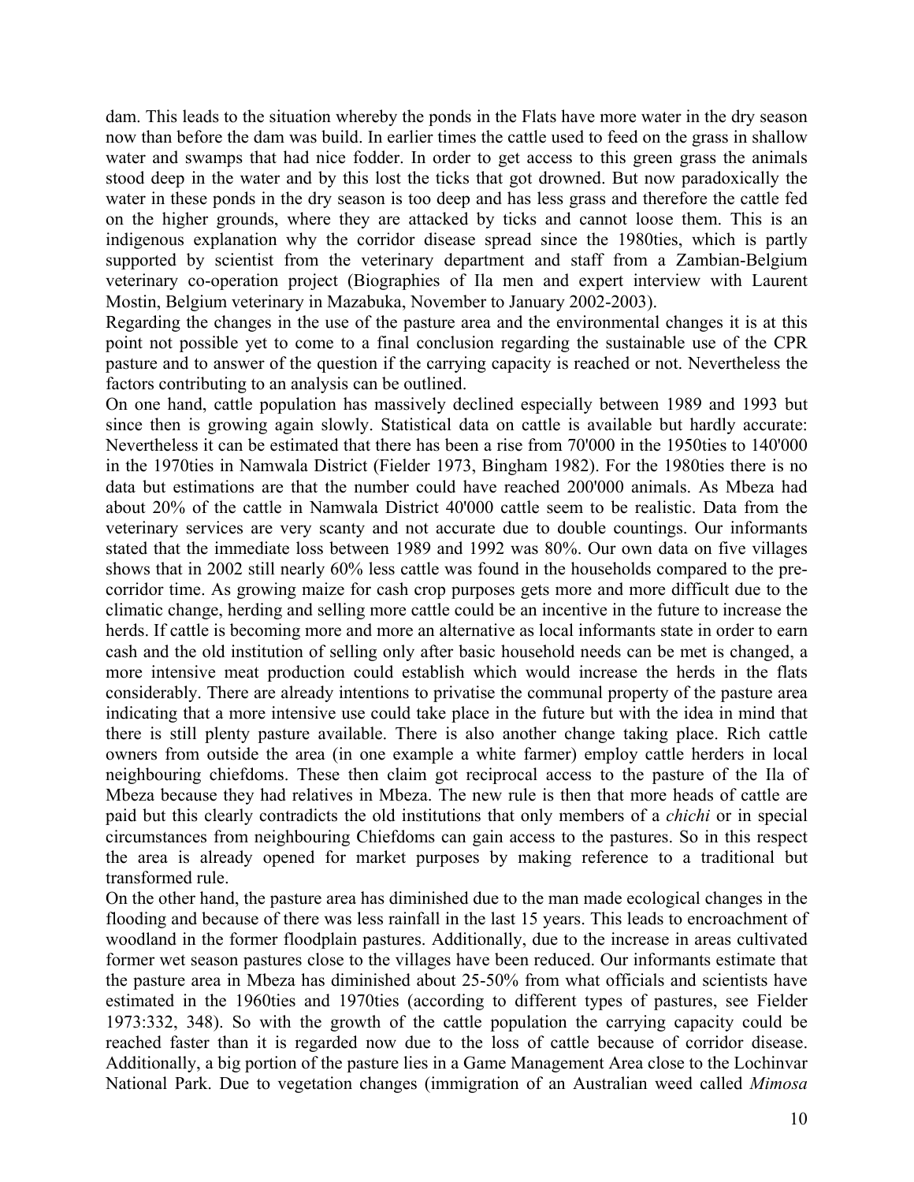dam. This leads to the situation whereby the ponds in the Flats have more water in the dry season now than before the dam was build. In earlier times the cattle used to feed on the grass in shallow water and swamps that had nice fodder. In order to get access to this green grass the animals stood deep in the water and by this lost the ticks that got drowned. But now paradoxically the water in these ponds in the dry season is too deep and has less grass and therefore the cattle fed on the higher grounds, where they are attacked by ticks and cannot loose them. This is an indigenous explanation why the corridor disease spread since the 1980ties, which is partly supported by scientist from the veterinary department and staff from a Zambian-Belgium veterinary co-operation project (Biographies of Ila men and expert interview with Laurent Mostin, Belgium veterinary in Mazabuka, November to January 2002-2003).

Regarding the changes in the use of the pasture area and the environmental changes it is at this point not possible yet to come to a final conclusion regarding the sustainable use of the CPR pasture and to answer of the question if the carrying capacity is reached or not. Nevertheless the factors contributing to an analysis can be outlined.

On one hand, cattle population has massively declined especially between 1989 and 1993 but since then is growing again slowly. Statistical data on cattle is available but hardly accurate: Nevertheless it can be estimated that there has been a rise from 70'000 in the 1950ties to 140'000 in the 1970ties in Namwala District (Fielder 1973, Bingham 1982). For the 1980ties there is no data but estimations are that the number could have reached 200'000 animals. As Mbeza had about 20% of the cattle in Namwala District 40'000 cattle seem to be realistic. Data from the veterinary services are very scanty and not accurate due to double countings. Our informants stated that the immediate loss between 1989 and 1992 was 80%. Our own data on five villages shows that in 2002 still nearly 60% less cattle was found in the households compared to the pre-corridor time. As growing maize for cash crop purposes gets more and more difficult due to the climatic change, herding and selling more cattle could be an incentive in the future to increase the herds. If cattle is becoming more and more an alternative as local informants state in order to earn cash and the old institution of selling only after basic household needs can be met is changed, a more intensive meat production could establish which would increase the herds in the flats considerably. There are already intentions to privatise the communal property of the pasture area indicating that a more intensive use could take place in the future but with the idea in mind that there is still plenty pasture available. There is also another change taking place. Rich cattle owners from outside the area (in one example a white farmer) employ cattle herders in local neighbouring chiefdoms. These then claim got reciprocal access to the pasture of the Ila of Mbeza because they had relatives in Mbeza. The new rule is then that more heads of cattle are paid but this clearly contradicts the old institutions that only members of a *chichi* or in special circumstances from neighbouring Chiefdoms can gain access to the pastures. So in this respect the area is already opened for market purposes by making reference to a traditional but transformed rule.

On the other hand, the pasture area has diminished due to the man made ecological changes in the flooding and because of there was less rainfall in the last 15 years. This leads to encroachment of woodland in the former floodplain pastures. Additionally, due to the increase in areas cultivated former wet season pastures close to the villages have been reduced. Our informants estimate that the pasture area in Mbeza has diminished about 25-50% from what officials and scientists have estimated in the 1960ties and 1970ties (according to different types of pastures, see Fielder 1973:332, 348). So with the growth of the cattle population the carrying capacity could be reached faster than it is regarded now due to the loss of cattle because of corridor disease. Additionally, a big portion of the pasture lies in a Game Management Area close to the Lochinvar National Park. Due to vegetation changes (immigration of an Australian weed called *Mimosa*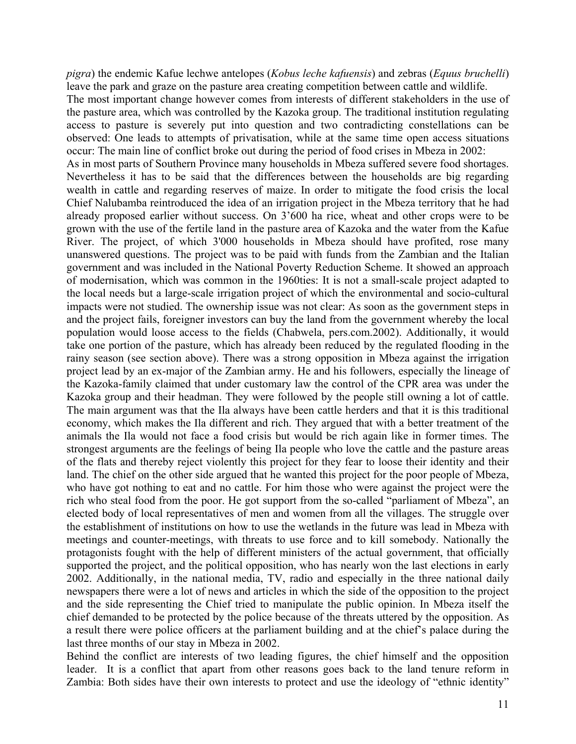*pigra*) the endemic Kafue lechwe antelopes (*Kobus leche kafuensis*) and zebras (*Equus bruchelli*) leave the park and graze on the pasture area creating competition between cattle and wildlife.

The most important change however comes from interests of different stakeholders in the use of the pasture area, which was controlled by the Kazoka group. The traditional institution regulating access to pasture is severely put into question and two contradicting constellations can be observed: One leads to attempts of privatisation, while at the same time open access situations occur: The main line of conflict broke out during the period of food crises in Mbeza in 2002:

As in most parts of Southern Province many households in Mbeza suffered severe food shortages. Nevertheless it has to be said that the differences between the households are big regarding wealth in cattle and regarding reserves of maize. In order to mitigate the food crisis the local Chief Nalubamba reintroduced the idea of an irrigation project in the Mbeza territory that he had already proposed earlier without success. On 3'600 ha rice, wheat and other crops were to be grown with the use of the fertile land in the pasture area of Kazoka and the water from the Kafue River. The project, of which 3'000 households in Mbeza should have profited, rose many unanswered questions. The project was to be paid with funds from the Zambian and the Italian government and was included in the National Poverty Reduction Scheme. It showed an approach of modernisation, which was common in the 1960ties: It is not a small-scale project adapted to the local needs but a large-scale irrigation project of which the environmental and socio-cultural impacts were not studied. The ownership issue was not clear: As soon as the government steps in and the project fails, foreigner investors can buy the land from the government whereby the local population would loose access to the fields (Chabwela, pers.com.2002). Additionally, it would take one portion of the pasture, which has already been reduced by the regulated flooding in the rainy season (see section above). There was a strong opposition in Mbeza against the irrigation project lead by an ex-major of the Zambian army. He and his followers, especially the lineage of the Kazoka-family claimed that under customary law the control of the CPR area was under the Kazoka group and their headman. They were followed by the people still owning a lot of cattle. The main argument was that the Ila always have been cattle herders and that it is this traditional economy, which makes the Ila different and rich. They argued that with a better treatment of the animals the Ila would not face a food crisis but would be rich again like in former times. The strongest arguments are the feelings of being Ila people who love the cattle and the pasture areas of the flats and thereby reject violently this project for they fear to loose their identity and their land. The chief on the other side argued that he wanted this project for the poor people of Mbeza, who have got nothing to eat and no cattle. For him those who were against the project were the rich who steal food from the poor. He got support from the so-called "parliament of Mbeza", an elected body of local representatives of men and women from all the villages. The struggle over the establishment of institutions on how to use the wetlands in the future was lead in Mbeza with meetings and counter-meetings, with threats to use force and to kill somebody. Nationally the protagonists fought with the help of different ministers of the actual government, that officially supported the project, and the political opposition, who has nearly won the last elections in early 2002. Additionally, in the national media, TV, radio and especially in the three national daily newspapers there were a lot of news and articles in which the side of the opposition to the project and the side representing the Chief tried to manipulate the public opinion. In Mbeza itself the chief demanded to be protected by the police because of the threats uttered by the opposition. As a result there were police officers at the parliament building and at the chief's palace during the last three months of our stay in Mbeza in 2002.

Behind the conflict are interests of two leading figures, the chief himself and the opposition leader. It is a conflict that apart from other reasons goes back to the land tenure reform in Zambia: Both sides have their own interests to protect and use the ideology of "ethnic identity"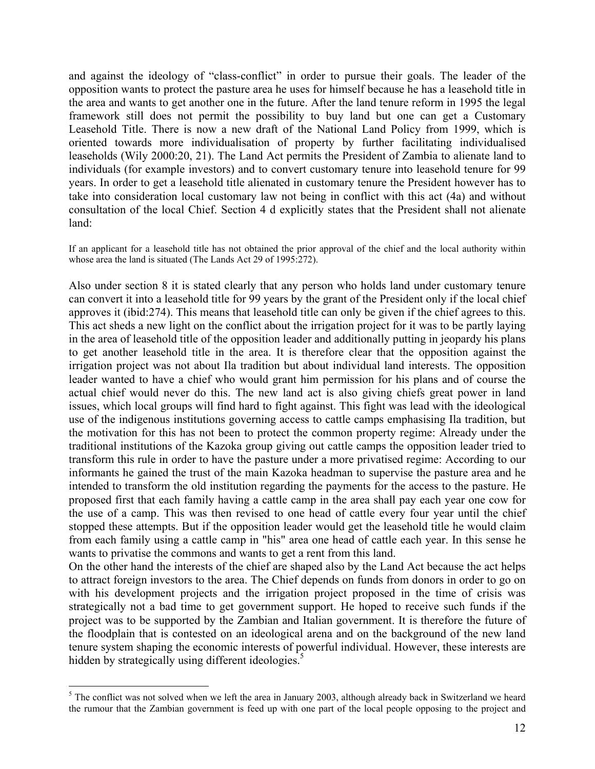and against the ideology of "class-conflict" in order to pursue their goals. The leader of the opposition wants to protect the pasture area he uses for himself because he has a leasehold title in the area and wants to get another one in the future. After the land tenure reform in 1995 the legal framework still does not permit the possibility to buy land but one can get a Customary Leasehold Title. There is now a new draft of the National Land Policy from 1999, which is oriented towards more individualisation of property by further facilitating individualised leaseholds (Wily 2000:20, 21). The Land Act permits the President of Zambia to alienate land to individuals (for example investors) and to convert customary tenure into leasehold tenure for 99 years. In order to get a leasehold title alienated in customary tenure the President however has to take into consideration local customary law not being in conflict with this act (4a) and without consultation of the local Chief. Section 4 d explicitly states that the President shall not alienate land:

If an applicant for a leasehold title has not obtained the prior approval of the chief and the local authority within whose area the land is situated (The Lands Act 29 of 1995:272).

Also under section 8 it is stated clearly that any person who holds land under customary tenure can convert it into a leasehold title for 99 years by the grant of the President only if the local chief approves it (ibid:274). This means that leasehold title can only be given if the chief agrees to this. This act sheds a new light on the conflict about the irrigation project for it was to be partly laying in the area of leasehold title of the opposition leader and additionally putting in jeopardy his plans to get another leasehold title in the area. It is therefore clear that the opposition against the irrigation project was not about Ila tradition but about individual land interests. The opposition leader wanted to have a chief who would grant him permission for his plans and of course the actual chief would never do this. The new land act is also giving chiefs great power in land issues, which local groups will find hard to fight against. This fight was lead with the ideological use of the indigenous institutions governing access to cattle camps emphasising Ila tradition, but the motivation for this has not been to protect the common property regime: Already under the traditional institutions of the Kazoka group giving out cattle camps the opposition leader tried to transform this rule in order to have the pasture under a more privatised regime: According to our informants he gained the trust of the main Kazoka headman to supervise the pasture area and he intended to transform the old institution regarding the payments for the access to the pasture. He proposed first that each family having a cattle camp in the area shall pay each year one cow for the use of a camp. This was then revised to one head of cattle every four year until the chief stopped these attempts. But if the opposition leader would get the leasehold title he would claim from each family using a cattle camp in "his" area one head of cattle each year. In this sense he wants to privatise the commons and wants to get a rent from this land.
On the other hand the interests of the chief are shaped also by the Land Act because the act helps to attract foreign investors to the area. The Chief depends on funds from donors in order to go on with his development projects and the irrigation project proposed in the time of crisis was strategically not a bad time to get government support. He hoped to receive such funds if the project was to be supported by the Zambian and Italian government. It is therefore the future of the floodplain that is contested on an ideological arena and on the background of the new land tenure system shaping the economic interests of powerful individual. However, these interests are hidden by strategically using different ideologies.[5]

[5] The conflict was not solved when we left the area in January 2003, although already back in Switzerland we heard the rumour that the Zambian government is feed up with one part of the local people opposing to the project and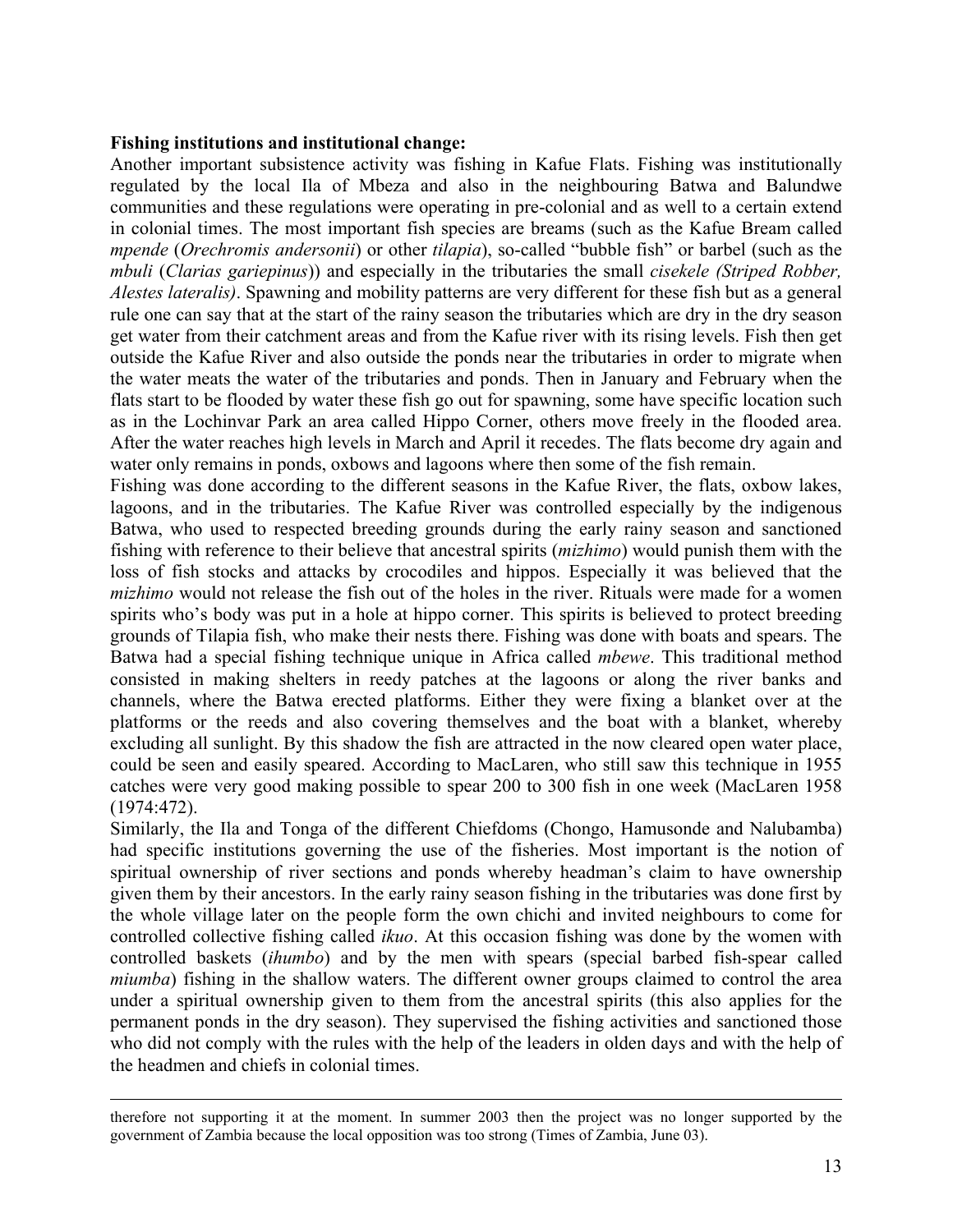**Fishing institutions and institutional change:**

Another important subsistence activity was fishing in Kafue Flats. Fishing was institutionally regulated by the local Ila of Mbeza and also in the neighbouring Batwa and Balundwe communities and these regulations were operating in pre-colonial and as well to a certain extend in colonial times. The most important fish species are breams (such as the Kafue Bream called *mpende* (*Orechromis andersonii*) or other *tilapia*), so-called "bubble fish" or barbel (such as the *mbuli* (*Clarias gariepinus*)) and especially in the tributaries the small *cisekele (Striped Robber, Alestes lateralis)*. Spawning and mobility patterns are very different for these fish but as a general rule one can say that at the start of the rainy season the tributaries which are dry in the dry season get water from their catchment areas and from the Kafue river with its rising levels. Fish then get outside the Kafue River and also outside the ponds near the tributaries in order to migrate when the water meats the water of the tributaries and ponds. Then in January and February when the flats start to be flooded by water these fish go out for spawning, some have specific location such as in the Lochinvar Park an area called Hippo Corner, others move freely in the flooded area. After the water reaches high levels in March and April it recedes. The flats become dry again and water only remains in ponds, oxbows and lagoons where then some of the fish remain.

Fishing was done according to the different seasons in the Kafue River, the flats, oxbow lakes, lagoons, and in the tributaries. The Kafue River was controlled especially by the indigenous Batwa, who used to respected breeding grounds during the early rainy season and sanctioned fishing with reference to their believe that ancestral spirits (*mizhimo*) would punish them with the loss of fish stocks and attacks by crocodiles and hippos. Especially it was believed that the *mizhimo* would not release the fish out of the holes in the river. Rituals were made for a women spirits who's body was put in a hole at hippo corner. This spirits is believed to protect breeding grounds of Tilapia fish, who make their nests there. Fishing was done with boats and spears. The Batwa had a special fishing technique unique in Africa called *mbewe*. This traditional method consisted in making shelters in reedy patches at the lagoons or along the river banks and channels, where the Batwa erected platforms. Either they were fixing a blanket over at the platforms or the reeds and also covering themselves and the boat with a blanket, whereby excluding all sunlight. By this shadow the fish are attracted in the now cleared open water place, could be seen and easily speared. According to MacLaren, who still saw this technique in 1955 catches were very good making possible to spear 200 to 300 fish in one week (MacLaren 1958 (1974:472).

Similarly, the Ila and Tonga of the different Chiefdoms (Chongo, Hamusonde and Nalubamba) had specific institutions governing the use of the fisheries. Most important is the notion of spiritual ownership of river sections and ponds whereby headman's claim to have ownership given them by their ancestors. In the early rainy season fishing in the tributaries was done first by the whole village later on the people form the own chichi and invited neighbours to come for controlled collective fishing called *ikuo*. At this occasion fishing was done by the women with controlled baskets (*ihumbo*) and by the men with spears (special barbed fish-spear called *miumba*) fishing in the shallow waters. The different owner groups claimed to control the area under a spiritual ownership given to them from the ancestral spirits (this also applies for the permanent ponds in the dry season). They supervised the fishing activities and sanctioned those who did not comply with the rules with the help of the leaders in olden days and with the help of the headmen and chiefs in colonial times.

---

therefore not supporting it at the moment. In summer 2003 then the project was no longer supported by the government of Zambia because the local opposition was too strong (Times of Zambia, June 03).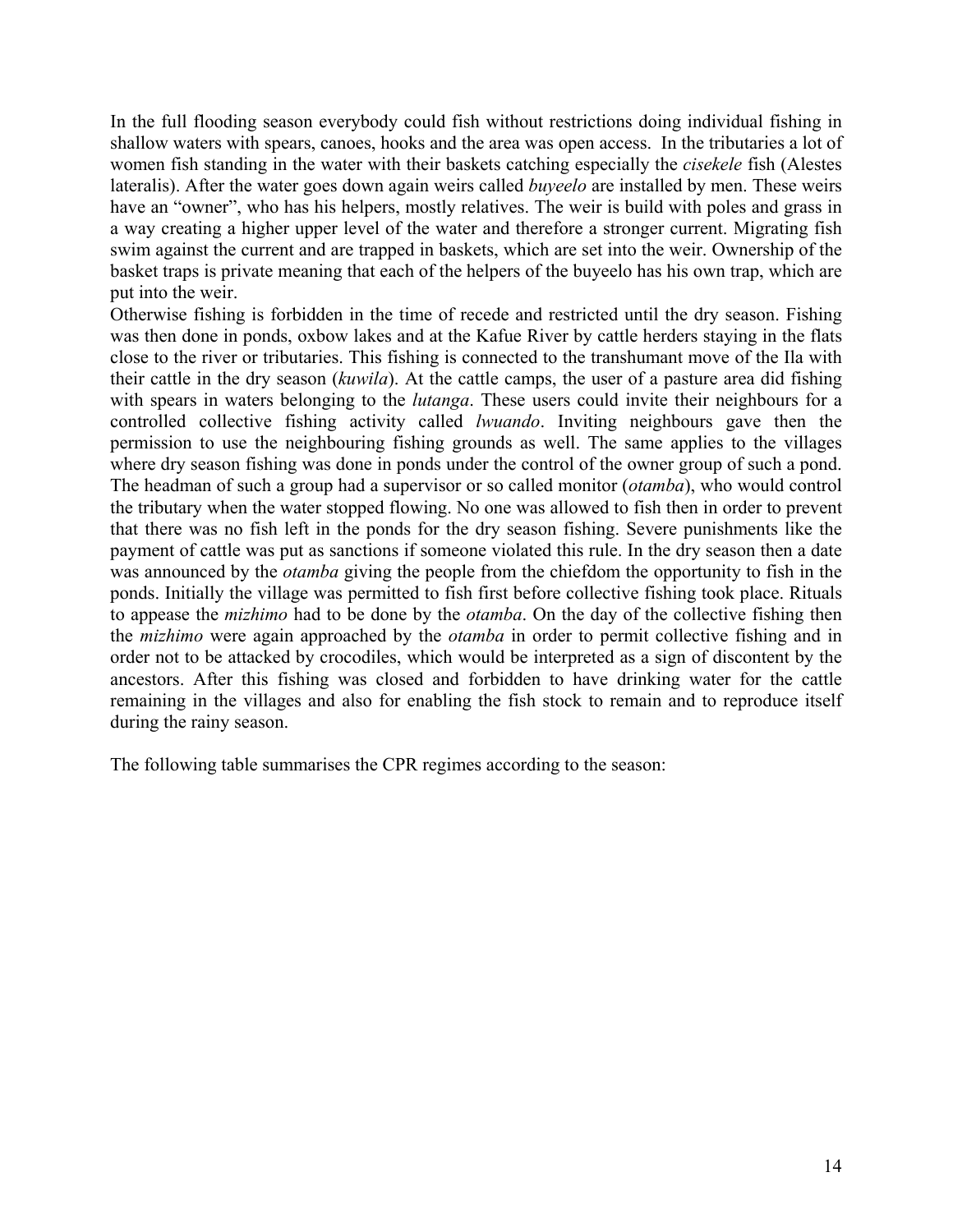In the full flooding season everybody could fish without restrictions doing individual fishing in shallow waters with spears, canoes, hooks and the area was open access. In the tributaries a lot of women fish standing in the water with their baskets catching especially the *cisekele* fish (Alestes lateralis). After the water goes down again weirs called *buyeelo* are installed by men. These weirs have an "owner", who has his helpers, mostly relatives. The weir is build with poles and grass in a way creating a higher upper level of the water and therefore a stronger current. Migrating fish swim against the current and are trapped in baskets, which are set into the weir. Ownership of the basket traps is private meaning that each of the helpers of the buyeelo has his own trap, which are put into the weir.

Otherwise fishing is forbidden in the time of recede and restricted until the dry season. Fishing was then done in ponds, oxbow lakes and at the Kafue River by cattle herders staying in the flats close to the river or tributaries. This fishing is connected to the transhumant move of the Ila with their cattle in the dry season (*kuwila*). At the cattle camps, the user of a pasture area did fishing with spears in waters belonging to the *lutanga*. These users could invite their neighbours for a controlled collective fishing activity called *lwuando*. Inviting neighbours gave then the permission to use the neighbouring fishing grounds as well. The same applies to the villages where dry season fishing was done in ponds under the control of the owner group of such a pond. The headman of such a group had a supervisor or so called monitor (*otamba*), who would control the tributary when the water stopped flowing. No one was allowed to fish then in order to prevent that there was no fish left in the ponds for the dry season fishing. Severe punishments like the payment of cattle was put as sanctions if someone violated this rule. In the dry season then a date was announced by the *otamba* giving the people from the chiefdom the opportunity to fish in the ponds. Initially the village was permitted to fish first before collective fishing took place. Rituals to appease the *mizhimo* had to be done by the *otamba*. On the day of the collective fishing then the *mizhimo* were again approached by the *otamba* in order to permit collective fishing and in order not to be attacked by crocodiles, which would be interpreted as a sign of discontent by the ancestors. After this fishing was closed and forbidden to have drinking water for the cattle remaining in the villages and also for enabling the fish stock to remain and to reproduce itself during the rainy season.

The following table summarises the CPR regimes according to the season: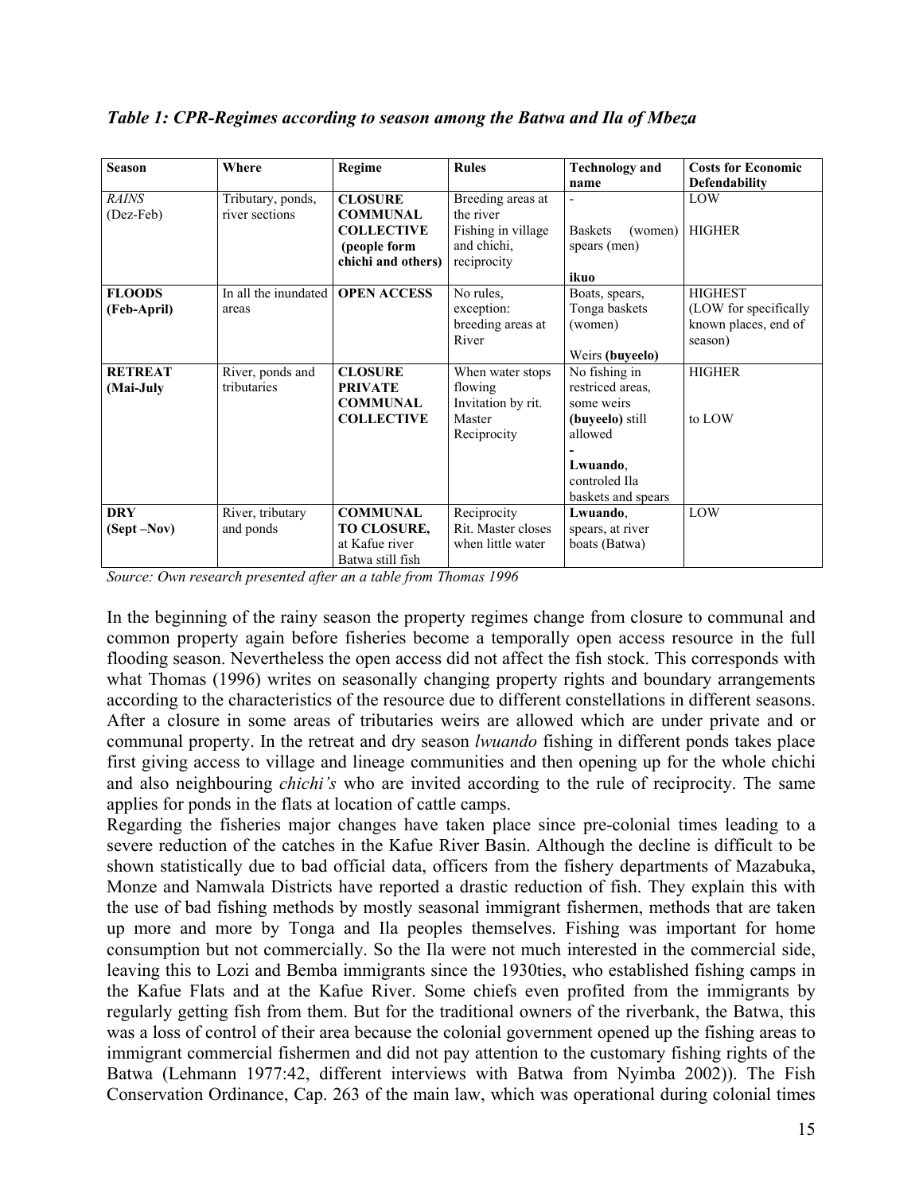*Table 1: CPR-Regimes according to season among the Batwa and Ila of Mbeza*

| Season | Where | Regime | Rules | Technology and name | Costs for Economic Defendability |
|---|---|---|---|---|---|
| *RAINS* (Dez-Feb) | Tributary, ponds, river sections | **CLOSURE COMMUNAL COLLECTIVE (people form chichi and others)** | Breeding areas at the river Fishing in village and chichi, reciprocity | - Baskets (women) spears (men) **ikuo** | LOW HIGHER |
| **FLOODS (Feb-April)** | In all the inundated areas | **OPEN ACCESS** | No rules, exception: breeding areas at River | Boats, spears, Tonga baskets (women) Weirs **(buyeelo)** | HIGHEST (LOW for specifically known places, end of season) |
| **RETREAT (Mai-July** | River, ponds and tributaries | **CLOSURE PRIVATE COMMUNAL COLLECTIVE** | When water stops flowing Invitation by rit. Master Reciprocity | No fishing in restriced areas, some weirs **(buyeelo)** still allowed - **Lwuando**, controled Ila baskets and spears | HIGHER to LOW |
| **DRY (Sept –Nov)** | River, tributary and ponds | **COMMUNAL TO CLOSURE,** at Kafue river Batwa still fish | Reciprocity Rit. Master closes when little water | **Lwuando**, spears, at river boats (Batwa) | LOW |

*Source: Own research presented after an a table from Thomas 1996*

In the beginning of the rainy season the property regimes change from closure to communal and common property again before fisheries become a temporally open access resource in the full flooding season. Nevertheless the open access did not affect the fish stock. This corresponds with what Thomas (1996) writes on seasonally changing property rights and boundary arrangements according to the characteristics of the resource due to different constellations in different seasons. After a closure in some areas of tributaries weirs are allowed which are under private and or communal property. In the retreat and dry season *lwuando* fishing in different ponds takes place first giving access to village and lineage communities and then opening up for the whole chichi and also neighbouring *chichi's* who are invited according to the rule of reciprocity. The same applies for ponds in the flats at location of cattle camps.

Regarding the fisheries major changes have taken place since pre-colonial times leading to a severe reduction of the catches in the Kafue River Basin. Although the decline is difficult to be shown statistically due to bad official data, officers from the fishery departments of Mazabuka, Monze and Namwala Districts have reported a drastic reduction of fish. They explain this with the use of bad fishing methods by mostly seasonal immigrant fishermen, methods that are taken up more and more by Tonga and Ila peoples themselves. Fishing was important for home consumption but not commercially. So the Ila were not much interested in the commercial side, leaving this to Lozi and Bemba immigrants since the 1930ties, who established fishing camps in the Kafue Flats and at the Kafue River. Some chiefs even profited from the immigrants by regularly getting fish from them. But for the traditional owners of the riverbank, the Batwa, this was a loss of control of their area because the colonial government opened up the fishing areas to immigrant commercial fishermen and did not pay attention to the customary fishing rights of the Batwa (Lehmann 1977:42, different interviews with Batwa from Nyimba 2002)). The Fish Conservation Ordinance, Cap. 263 of the main law, which was operational during colonial times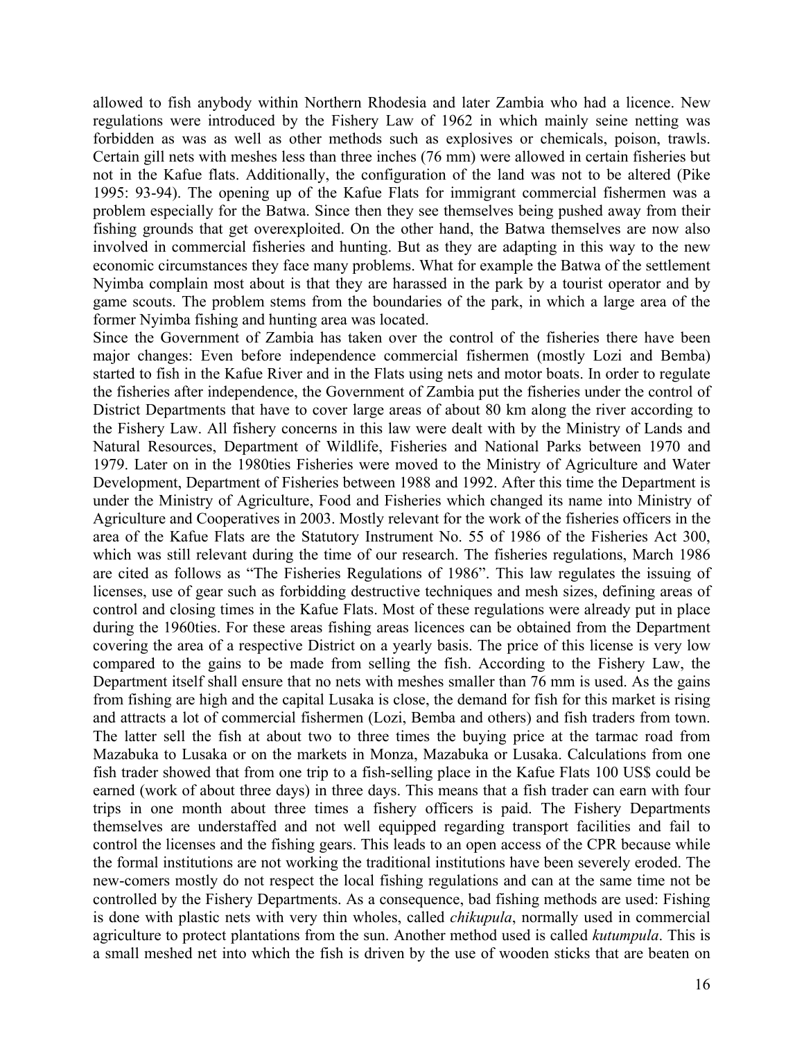allowed to fish anybody within Northern Rhodesia and later Zambia who had a licence. New regulations were introduced by the Fishery Law of 1962 in which mainly seine netting was forbidden as was as well as other methods such as explosives or chemicals, poison, trawls. Certain gill nets with meshes less than three inches (76 mm) were allowed in certain fisheries but not in the Kafue flats. Additionally, the configuration of the land was not to be altered (Pike 1995: 93-94). The opening up of the Kafue Flats for immigrant commercial fishermen was a problem especially for the Batwa. Since then they see themselves being pushed away from their fishing grounds that get overexploited. On the other hand, the Batwa themselves are now also involved in commercial fisheries and hunting. But as they are adapting in this way to the new economic circumstances they face many problems. What for example the Batwa of the settlement Nyimba complain most about is that they are harassed in the park by a tourist operator and by game scouts. The problem stems from the boundaries of the park, in which a large area of the former Nyimba fishing and hunting area was located.

Since the Government of Zambia has taken over the control of the fisheries there have been major changes: Even before independence commercial fishermen (mostly Lozi and Bemba) started to fish in the Kafue River and in the Flats using nets and motor boats. In order to regulate the fisheries after independence, the Government of Zambia put the fisheries under the control of District Departments that have to cover large areas of about 80 km along the river according to the Fishery Law. All fishery concerns in this law were dealt with by the Ministry of Lands and Natural Resources, Department of Wildlife, Fisheries and National Parks between 1970 and 1979. Later on in the 1980ties Fisheries were moved to the Ministry of Agriculture and Water Development, Department of Fisheries between 1988 and 1992. After this time the Department is under the Ministry of Agriculture, Food and Fisheries which changed its name into Ministry of Agriculture and Cooperatives in 2003. Mostly relevant for the work of the fisheries officers in the area of the Kafue Flats are the Statutory Instrument No. 55 of 1986 of the Fisheries Act 300, which was still relevant during the time of our research. The fisheries regulations, March 1986 are cited as follows as "The Fisheries Regulations of 1986". This law regulates the issuing of licenses, use of gear such as forbidding destructive techniques and mesh sizes, defining areas of control and closing times in the Kafue Flats. Most of these regulations were already put in place during the 1960ties. For these areas fishing areas licences can be obtained from the Department covering the area of a respective District on a yearly basis. The price of this license is very low compared to the gains to be made from selling the fish. According to the Fishery Law, the Department itself shall ensure that no nets with meshes smaller than 76 mm is used. As the gains from fishing are high and the capital Lusaka is close, the demand for fish for this market is rising and attracts a lot of commercial fishermen (Lozi, Bemba and others) and fish traders from town. The latter sell the fish at about two to three times the buying price at the tarmac road from Mazabuka to Lusaka or on the markets in Monza, Mazabuka or Lusaka. Calculations from one fish trader showed that from one trip to a fish-selling place in the Kafue Flats 100 US$ could be earned (work of about three days) in three days. This means that a fish trader can earn with four trips in one month about three times a fishery officers is paid. The Fishery Departments themselves are understaffed and not well equipped regarding transport facilities and fail to control the licenses and the fishing gears. This leads to an open access of the CPR because while the formal institutions are not working the traditional institutions have been severely eroded. The new-comers mostly do not respect the local fishing regulations and can at the same time not be controlled by the Fishery Departments. As a consequence, bad fishing methods are used: Fishing is done with plastic nets with very thin wholes, called *chikupula*, normally used in commercial agriculture to protect plantations from the sun. Another method used is called *kutumpula*. This is a small meshed net into which the fish is driven by the use of wooden sticks that are beaten on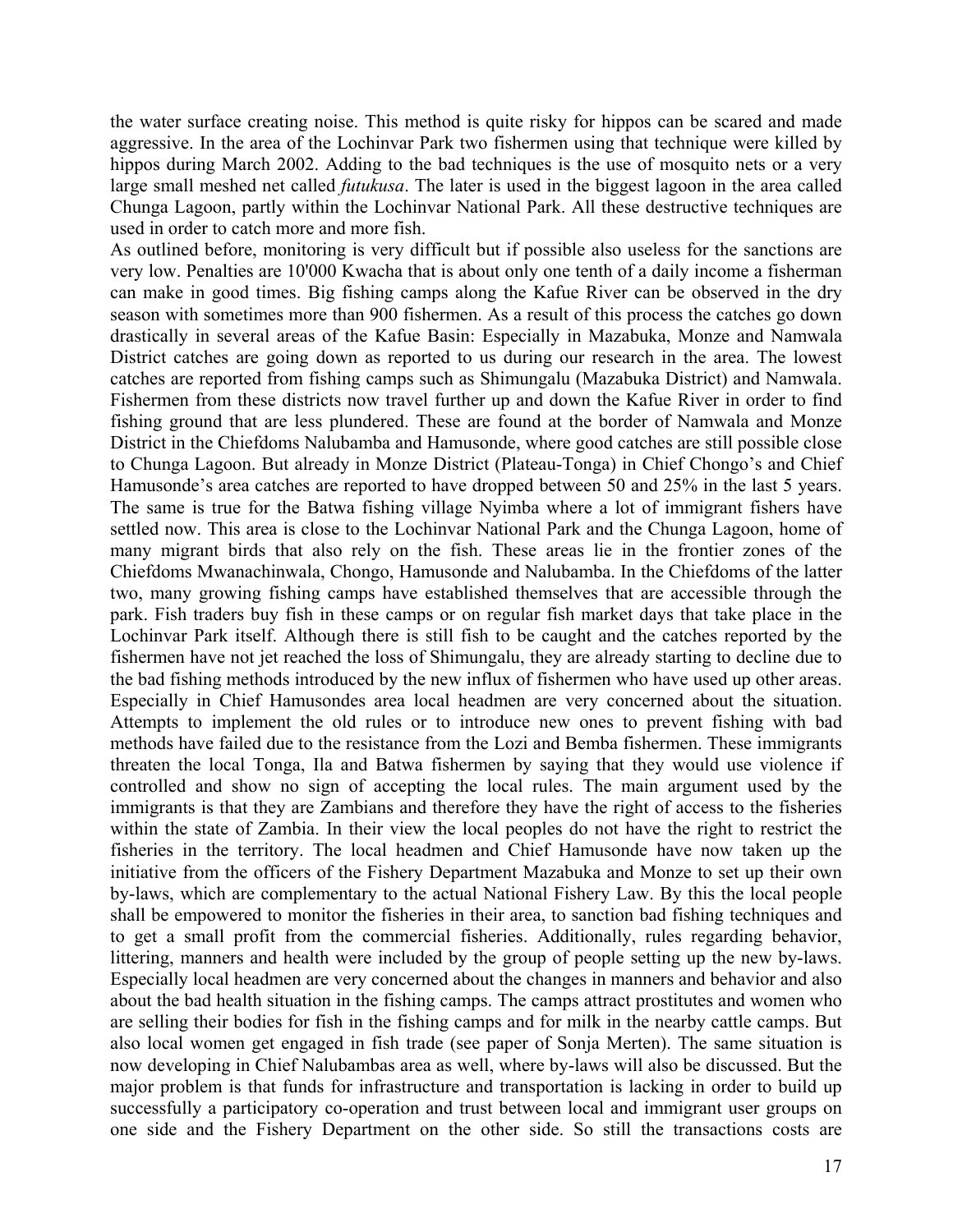the water surface creating noise. This method is quite risky for hippos can be scared and made aggressive. In the area of the Lochinvar Park two fishermen using that technique were killed by hippos during March 2002. Adding to the bad techniques is the use of mosquito nets or a very large small meshed net called *futukusa*. The later is used in the biggest lagoon in the area called Chunga Lagoon, partly within the Lochinvar National Park. All these destructive techniques are used in order to catch more and more fish.

As outlined before, monitoring is very difficult but if possible also useless for the sanctions are very low. Penalties are 10'000 Kwacha that is about only one tenth of a daily income a fisherman can make in good times. Big fishing camps along the Kafue River can be observed in the dry season with sometimes more than 900 fishermen. As a result of this process the catches go down drastically in several areas of the Kafue Basin: Especially in Mazabuka, Monze and Namwala District catches are going down as reported to us during our research in the area. The lowest catches are reported from fishing camps such as Shimungalu (Mazabuka District) and Namwala. Fishermen from these districts now travel further up and down the Kafue River in order to find fishing ground that are less plundered. These are found at the border of Namwala and Monze District in the Chiefdoms Nalubamba and Hamusonde, where good catches are still possible close to Chunga Lagoon. But already in Monze District (Plateau-Tonga) in Chief Chongo's and Chief Hamusonde's area catches are reported to have dropped between 50 and 25% in the last 5 years. The same is true for the Batwa fishing village Nyimba where a lot of immigrant fishers have settled now. This area is close to the Lochinvar National Park and the Chunga Lagoon, home of many migrant birds that also rely on the fish. These areas lie in the frontier zones of the Chiefdoms Mwanachinwala, Chongo, Hamusonde and Nalubamba. In the Chiefdoms of the latter two, many growing fishing camps have established themselves that are accessible through the park. Fish traders buy fish in these camps or on regular fish market days that take place in the Lochinvar Park itself. Although there is still fish to be caught and the catches reported by the fishermen have not jet reached the loss of Shimungalu, they are already starting to decline due to the bad fishing methods introduced by the new influx of fishermen who have used up other areas. Especially in Chief Hamusondes area local headmen are very concerned about the situation. Attempts to implement the old rules or to introduce new ones to prevent fishing with bad methods have failed due to the resistance from the Lozi and Bemba fishermen. These immigrants threaten the local Tonga, Ila and Batwa fishermen by saying that they would use violence if controlled and show no sign of accepting the local rules. The main argument used by the immigrants is that they are Zambians and therefore they have the right of access to the fisheries within the state of Zambia. In their view the local peoples do not have the right to restrict the fisheries in the territory. The local headmen and Chief Hamusonde have now taken up the initiative from the officers of the Fishery Department Mazabuka and Monze to set up their own by-laws, which are complementary to the actual National Fishery Law. By this the local people shall be empowered to monitor the fisheries in their area, to sanction bad fishing techniques and to get a small profit from the commercial fisheries. Additionally, rules regarding behavior, littering, manners and health were included by the group of people setting up the new by-laws. Especially local headmen are very concerned about the changes in manners and behavior and also about the bad health situation in the fishing camps. The camps attract prostitutes and women who are selling their bodies for fish in the fishing camps and for milk in the nearby cattle camps. But also local women get engaged in fish trade (see paper of Sonja Merten). The same situation is now developing in Chief Nalubambas area as well, where by-laws will also be discussed. But the major problem is that funds for infrastructure and transportation is lacking in order to build up successfully a participatory co-operation and trust between local and immigrant user groups on one side and the Fishery Department on the other side. So still the transactions costs are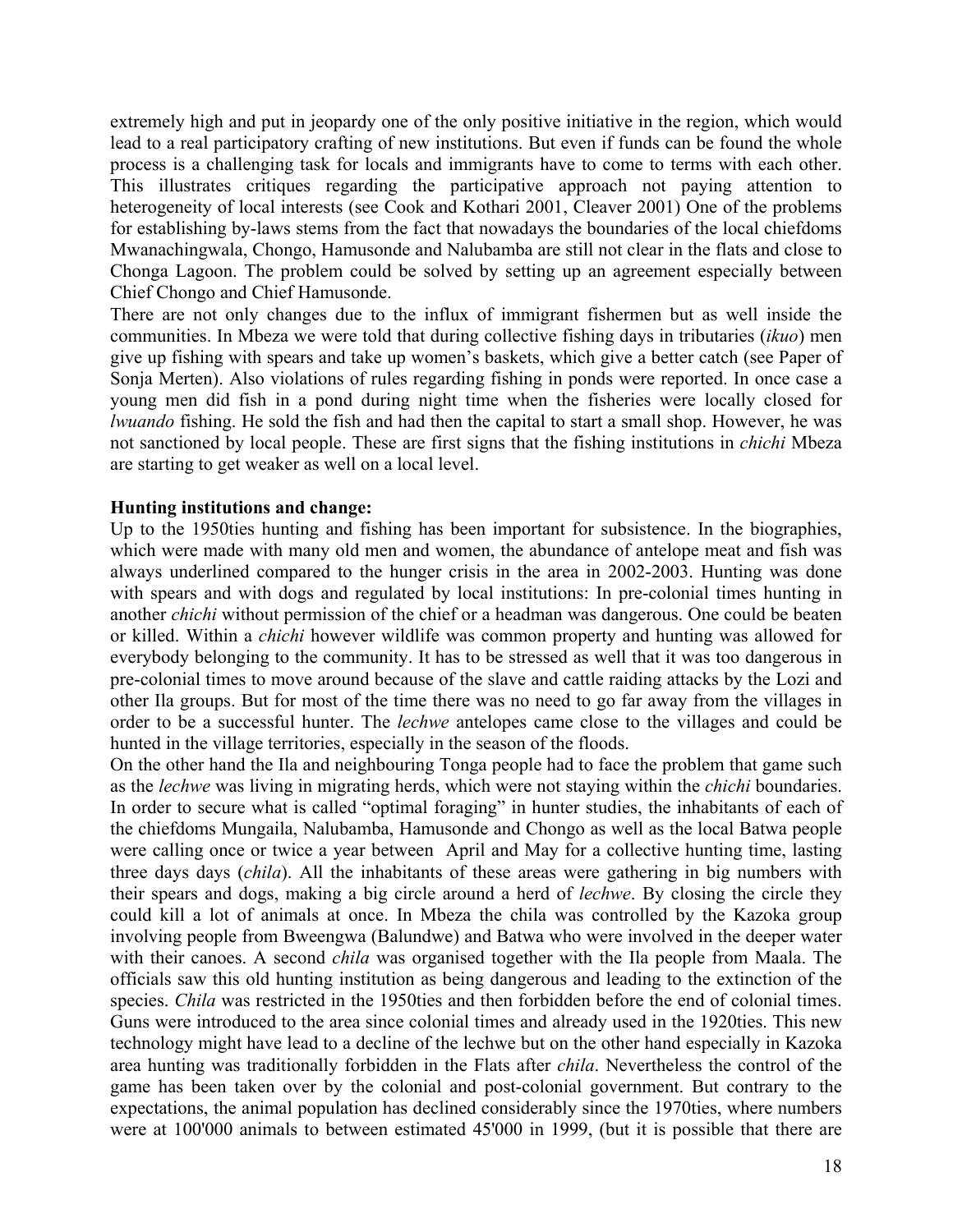extremely high and put in jeopardy one of the only positive initiative in the region, which would lead to a real participatory crafting of new institutions. But even if funds can be found the whole process is a challenging task for locals and immigrants have to come to terms with each other. This illustrates critiques regarding the participative approach not paying attention to heterogeneity of local interests (see Cook and Kothari 2001, Cleaver 2001) One of the problems for establishing by-laws stems from the fact that nowadays the boundaries of the local chiefdoms Mwanachingwala, Chongo, Hamusonde and Nalubamba are still not clear in the flats and close to Chonga Lagoon. The problem could be solved by setting up an agreement especially between Chief Chongo and Chief Hamusonde.

There are not only changes due to the influx of immigrant fishermen but as well inside the communities. In Mbeza we were told that during collective fishing days in tributaries (*ikuo*) men give up fishing with spears and take up women's baskets, which give a better catch (see Paper of Sonja Merten). Also violations of rules regarding fishing in ponds were reported. In once case a young men did fish in a pond during night time when the fisheries were locally closed for *lwuando* fishing. He sold the fish and had then the capital to start a small shop. However, he was not sanctioned by local people. These are first signs that the fishing institutions in *chichi* Mbeza are starting to get weaker as well on a local level.

**Hunting institutions and change:**

Up to the 1950ties hunting and fishing has been important for subsistence. In the biographies, which were made with many old men and women, the abundance of antelope meat and fish was always underlined compared to the hunger crisis in the area in 2002-2003. Hunting was done with spears and with dogs and regulated by local institutions: In pre-colonial times hunting in another *chichi* without permission of the chief or a headman was dangerous. One could be beaten or killed. Within a *chichi* however wildlife was common property and hunting was allowed for everybody belonging to the community. It has to be stressed as well that it was too dangerous in pre-colonial times to move around because of the slave and cattle raiding attacks by the Lozi and other Ila groups. But for most of the time there was no need to go far away from the villages in order to be a successful hunter. The *lechwe* antelopes came close to the villages and could be hunted in the village territories, especially in the season of the floods.

On the other hand the Ila and neighbouring Tonga people had to face the problem that game such as the *lechwe* was living in migrating herds, which were not staying within the *chichi* boundaries. In order to secure what is called "optimal foraging" in hunter studies, the inhabitants of each of the chiefdoms Mungaila, Nalubamba, Hamusonde and Chongo as well as the local Batwa people were calling once or twice a year between April and May for a collective hunting time, lasting three days days (*chila*). All the inhabitants of these areas were gathering in big numbers with their spears and dogs, making a big circle around a herd of *lechwe*. By closing the circle they could kill a lot of animals at once. In Mbeza the chila was controlled by the Kazoka group involving people from Bweengwa (Balundwe) and Batwa who were involved in the deeper water with their canoes. A second *chila* was organised together with the Ila people from Maala. The officials saw this old hunting institution as being dangerous and leading to the extinction of the species. *Chila* was restricted in the 1950ties and then forbidden before the end of colonial times. Guns were introduced to the area since colonial times and already used in the 1920ties. This new technology might have lead to a decline of the lechwe but on the other hand especially in Kazoka area hunting was traditionally forbidden in the Flats after *chila*. Nevertheless the control of the game has been taken over by the colonial and post-colonial government. But contrary to the expectations, the animal population has declined considerably since the 1970ties, where numbers were at 100'000 animals to between estimated 45'000 in 1999, (but it is possible that there are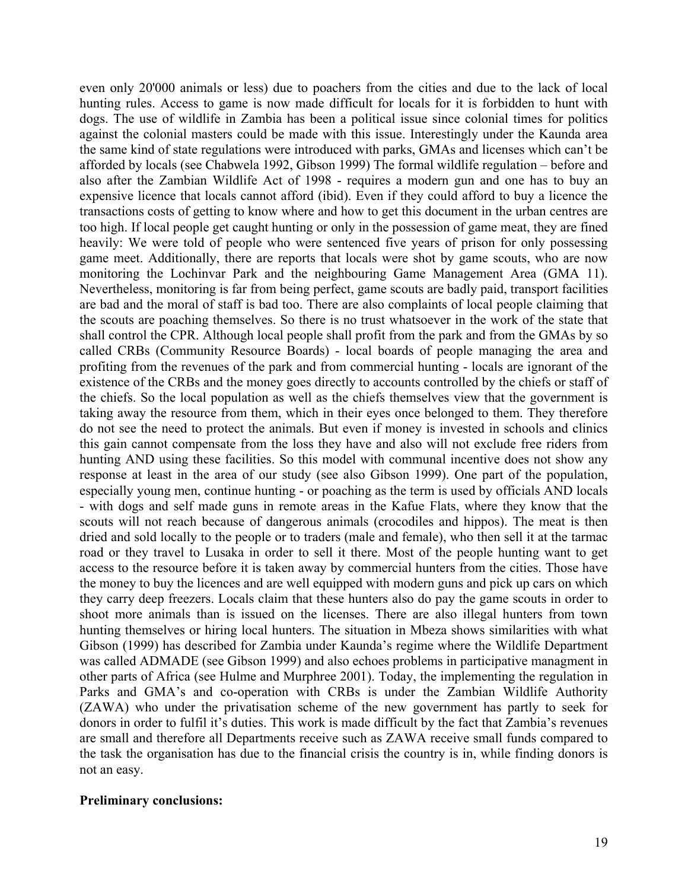even only 20'000 animals or less) due to poachers from the cities and due to the lack of local hunting rules. Access to game is now made difficult for locals for it is forbidden to hunt with dogs. The use of wildlife in Zambia has been a political issue since colonial times for politics against the colonial masters could be made with this issue. Interestingly under the Kaunda area the same kind of state regulations were introduced with parks, GMAs and licenses which can't be afforded by locals (see Chabwela 1992, Gibson 1999) The formal wildlife regulation – before and also after the Zambian Wildlife Act of 1998 - requires a modern gun and one has to buy an expensive licence that locals cannot afford (ibid). Even if they could afford to buy a licence the transactions costs of getting to know where and how to get this document in the urban centres are too high. If local people get caught hunting or only in the possession of game meat, they are fined heavily: We were told of people who were sentenced five years of prison for only possessing game meet. Additionally, there are reports that locals were shot by game scouts, who are now monitoring the Lochinvar Park and the neighbouring Game Management Area (GMA 11). Nevertheless, monitoring is far from being perfect, game scouts are badly paid, transport facilities are bad and the moral of staff is bad too. There are also complaints of local people claiming that the scouts are poaching themselves. So there is no trust whatsoever in the work of the state that shall control the CPR. Although local people shall profit from the park and from the GMAs by so called CRBs (Community Resource Boards) - local boards of people managing the area and profiting from the revenues of the park and from commercial hunting - locals are ignorant of the existence of the CRBs and the money goes directly to accounts controlled by the chiefs or staff of the chiefs. So the local population as well as the chiefs themselves view that the government is taking away the resource from them, which in their eyes once belonged to them. They therefore do not see the need to protect the animals. But even if money is invested in schools and clinics this gain cannot compensate from the loss they have and also will not exclude free riders from hunting AND using these facilities. So this model with communal incentive does not show any response at least in the area of our study (see also Gibson 1999). One part of the population, especially young men, continue hunting - or poaching as the term is used by officials AND locals - with dogs and self made guns in remote areas in the Kafue Flats, where they know that the scouts will not reach because of dangerous animals (crocodiles and hippos). The meat is then dried and sold locally to the people or to traders (male and female), who then sell it at the tarmac road or they travel to Lusaka in order to sell it there. Most of the people hunting want to get access to the resource before it is taken away by commercial hunters from the cities. Those have the money to buy the licences and are well equipped with modern guns and pick up cars on which they carry deep freezers. Locals claim that these hunters also do pay the game scouts in order to shoot more animals than is issued on the licenses. There are also illegal hunters from town hunting themselves or hiring local hunters. The situation in Mbeza shows similarities with what Gibson (1999) has described for Zambia under Kaunda's regime where the Wildlife Department was called ADMADE (see Gibson 1999) and also echoes problems in participative managment in other parts of Africa (see Hulme and Murphree 2001). Today, the implementing the regulation in Parks and GMA's and co-operation with CRBs is under the Zambian Wildlife Authority (ZAWA) who under the privatisation scheme of the new government has partly to seek for donors in order to fulfil it's duties. This work is made difficult by the fact that Zambia's revenues are small and therefore all Departments receive such as ZAWA receive small funds compared to the task the organisation has due to the financial crisis the country is in, while finding donors is not an easy.

**Preliminary conclusions:**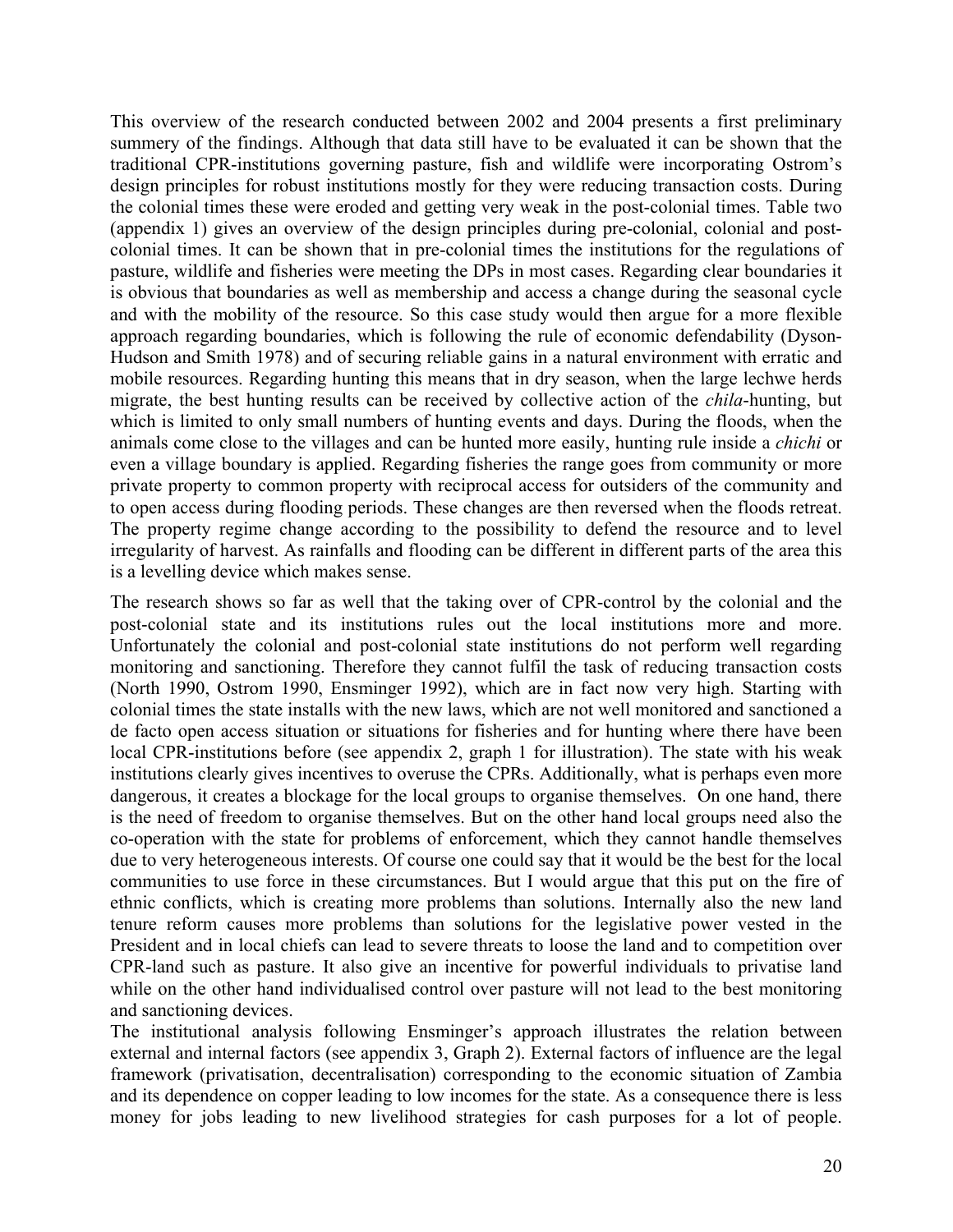This overview of the research conducted between 2002 and 2004 presents a first preliminary summery of the findings. Although that data still have to be evaluated it can be shown that the traditional CPR-institutions governing pasture, fish and wildlife were incorporating Ostrom's design principles for robust institutions mostly for they were reducing transaction costs. During the colonial times these were eroded and getting very weak in the post-colonial times. Table two (appendix 1) gives an overview of the design principles during pre-colonial, colonial and post-colonial times. It can be shown that in pre-colonial times the institutions for the regulations of pasture, wildlife and fisheries were meeting the DPs in most cases. Regarding clear boundaries it is obvious that boundaries as well as membership and access a change during the seasonal cycle and with the mobility of the resource. So this case study would then argue for a more flexible approach regarding boundaries, which is following the rule of economic defendability (Dyson-Hudson and Smith 1978) and of securing reliable gains in a natural environment with erratic and mobile resources. Regarding hunting this means that in dry season, when the large lechwe herds migrate, the best hunting results can be received by collective action of the *chila*-hunting, but which is limited to only small numbers of hunting events and days. During the floods, when the animals come close to the villages and can be hunted more easily, hunting rule inside a *chichi* or even a village boundary is applied. Regarding fisheries the range goes from community or more private property to common property with reciprocal access for outsiders of the community and to open access during flooding periods. These changes are then reversed when the floods retreat. The property regime change according to the possibility to defend the resource and to level irregularity of harvest. As rainfalls and flooding can be different in different parts of the area this is a levelling device which makes sense.

The research shows so far as well that the taking over of CPR-control by the colonial and the post-colonial state and its institutions rules out the local institutions more and more. Unfortunately the colonial and post-colonial state institutions do not perform well regarding monitoring and sanctioning. Therefore they cannot fulfil the task of reducing transaction costs (North 1990, Ostrom 1990, Ensminger 1992), which are in fact now very high. Starting with colonial times the state installs with the new laws, which are not well monitored and sanctioned a de facto open access situation or situations for fisheries and for hunting where there have been local CPR-institutions before (see appendix 2, graph 1 for illustration). The state with his weak institutions clearly gives incentives to overuse the CPRs. Additionally, what is perhaps even more dangerous, it creates a blockage for the local groups to organise themselves. On one hand, there is the need of freedom to organise themselves. But on the other hand local groups need also the co-operation with the state for problems of enforcement, which they cannot handle themselves due to very heterogeneous interests. Of course one could say that it would be the best for the local communities to use force in these circumstances. But I would argue that this put on the fire of ethnic conflicts, which is creating more problems than solutions. Internally also the new land tenure reform causes more problems than solutions for the legislative power vested in the President and in local chiefs can lead to severe threats to loose the land and to competition over CPR-land such as pasture. It also give an incentive for powerful individuals to privatise land while on the other hand individualised control over pasture will not lead to the best monitoring and sanctioning devices.

The institutional analysis following Ensminger's approach illustrates the relation between external and internal factors (see appendix 3, Graph 2). External factors of influence are the legal framework (privatisation, decentralisation) corresponding to the economic situation of Zambia and its dependence on copper leading to low incomes for the state. As a consequence there is less money for jobs leading to new livelihood strategies for cash purposes for a lot of people.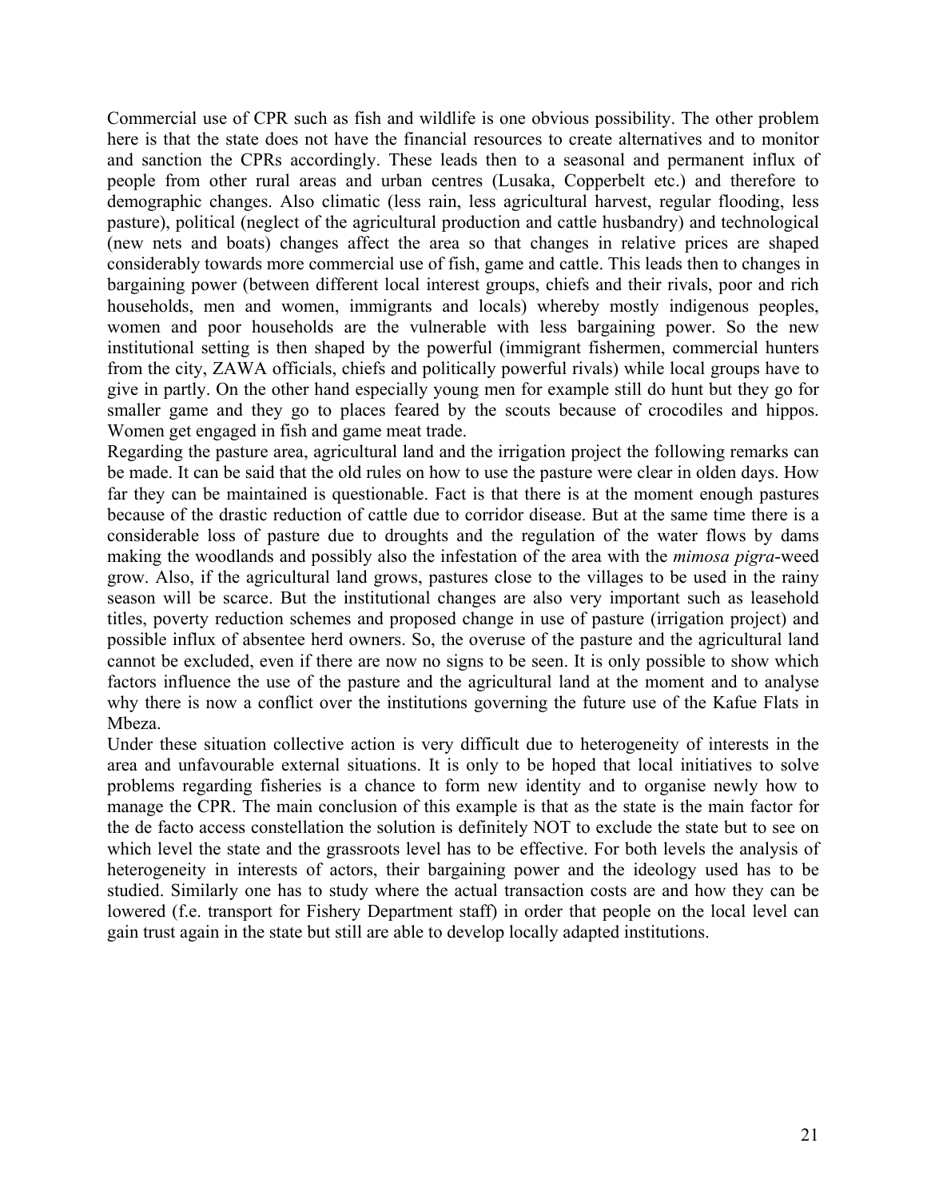Commercial use of CPR such as fish and wildlife is one obvious possibility. The other problem here is that the state does not have the financial resources to create alternatives and to monitor and sanction the CPRs accordingly. These leads then to a seasonal and permanent influx of people from other rural areas and urban centres (Lusaka, Copperbelt etc.) and therefore to demographic changes. Also climatic (less rain, less agricultural harvest, regular flooding, less pasture), political (neglect of the agricultural production and cattle husbandry) and technological (new nets and boats) changes affect the area so that changes in relative prices are shaped considerably towards more commercial use of fish, game and cattle. This leads then to changes in bargaining power (between different local interest groups, chiefs and their rivals, poor and rich households, men and women, immigrants and locals) whereby mostly indigenous peoples, women and poor households are the vulnerable with less bargaining power. So the new institutional setting is then shaped by the powerful (immigrant fishermen, commercial hunters from the city, ZAWA officials, chiefs and politically powerful rivals) while local groups have to give in partly. On the other hand especially young men for example still do hunt but they go for smaller game and they go to places feared by the scouts because of crocodiles and hippos. Women get engaged in fish and game meat trade.

Regarding the pasture area, agricultural land and the irrigation project the following remarks can be made. It can be said that the old rules on how to use the pasture were clear in olden days. How far they can be maintained is questionable. Fact is that there is at the moment enough pastures because of the drastic reduction of cattle due to corridor disease. But at the same time there is a considerable loss of pasture due to droughts and the regulation of the water flows by dams making the woodlands and possibly also the infestation of the area with the *mimosa pigra*-weed grow. Also, if the agricultural land grows, pastures close to the villages to be used in the rainy season will be scarce. But the institutional changes are also very important such as leasehold titles, poverty reduction schemes and proposed change in use of pasture (irrigation project) and possible influx of absentee herd owners. So, the overuse of the pasture and the agricultural land cannot be excluded, even if there are now no signs to be seen. It is only possible to show which factors influence the use of the pasture and the agricultural land at the moment and to analyse why there is now a conflict over the institutions governing the future use of the Kafue Flats in Mbeza.

Under these situation collective action is very difficult due to heterogeneity of interests in the area and unfavourable external situations. It is only to be hoped that local initiatives to solve problems regarding fisheries is a chance to form new identity and to organise newly how to manage the CPR. The main conclusion of this example is that as the state is the main factor for the de facto access constellation the solution is definitely NOT to exclude the state but to see on which level the state and the grassroots level has to be effective. For both levels the analysis of heterogeneity in interests of actors, their bargaining power and the ideology used has to be studied. Similarly one has to study where the actual transaction costs are and how they can be lowered (f.e. transport for Fishery Department staff) in order that people on the local level can gain trust again in the state but still are able to develop locally adapted institutions.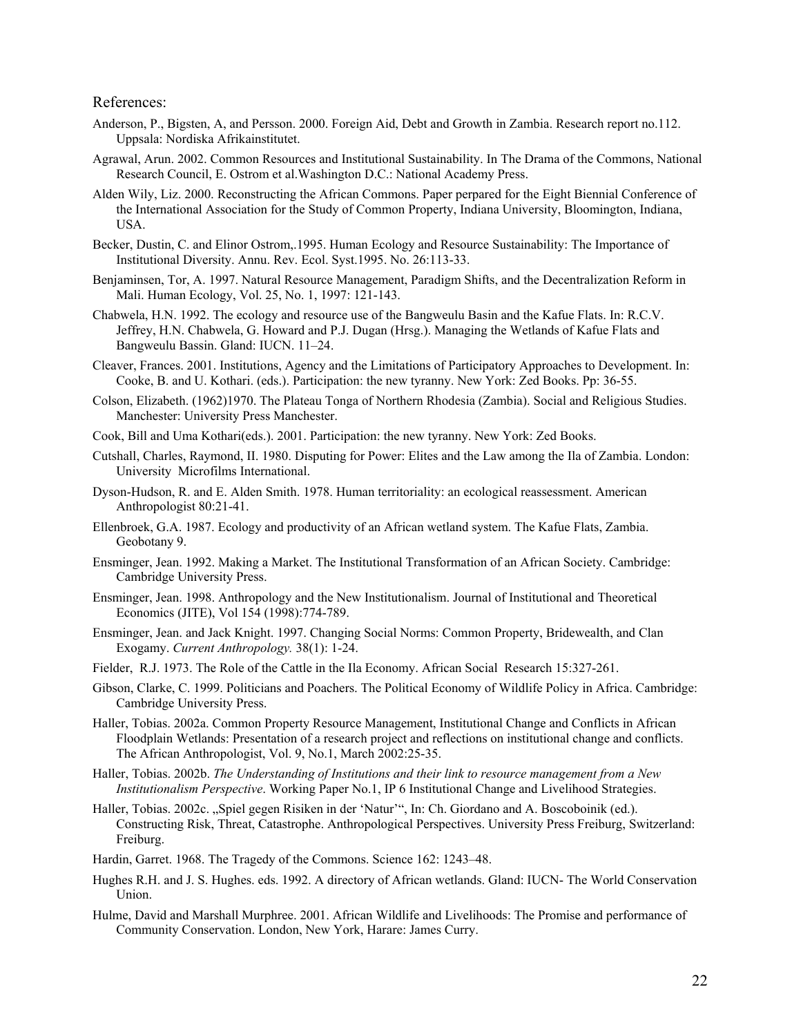References:

Anderson, P., Bigsten, A, and Persson. 2000. Foreign Aid, Debt and Growth in Zambia. Research report no.112. Uppsala: Nordiska Afrikainstitutet.

Agrawal, Arun. 2002. Common Resources and Institutional Sustainability. In The Drama of the Commons, National Research Council, E. Ostrom et al.Washington D.C.: National Academy Press.

Alden Wily, Liz. 2000. Reconstructing the African Commons. Paper perpared for the Eight Biennial Conference of the International Association for the Study of Common Property, Indiana University, Bloomington, Indiana, USA.

Becker, Dustin, C. and Elinor Ostrom,.1995. Human Ecology and Resource Sustainability: The Importance of Institutional Diversity. Annu. Rev. Ecol. Syst.1995. No. 26:113-33.

Benjaminsen, Tor, A. 1997. Natural Resource Management, Paradigm Shifts, and the Decentralization Reform in Mali. Human Ecology, Vol. 25, No. 1, 1997: 121-143.

Chabwela, H.N. 1992. The ecology and resource use of the Bangweulu Basin and the Kafue Flats. In: R.C.V. Jeffrey, H.N. Chabwela, G. Howard and P.J. Dugan (Hrsg.). Managing the Wetlands of Kafue Flats and Bangweulu Bassin. Gland: IUCN. 11–24.

Cleaver, Frances. 2001. Institutions, Agency and the Limitations of Participatory Approaches to Development. In: Cooke, B. and U. Kothari. (eds.). Participation: the new tyranny. New York: Zed Books. Pp: 36-55.

Colson, Elizabeth. (1962)1970. The Plateau Tonga of Northern Rhodesia (Zambia). Social and Religious Studies. Manchester: University Press Manchester.

Cook, Bill and Uma Kothari(eds.). 2001. Participation: the new tyranny. New York: Zed Books.

Cutshall, Charles, Raymond, II. 1980. Disputing for Power: Elites and the Law among the Ila of Zambia. London: University Microfilms International.

Dyson-Hudson, R. and E. Alden Smith. 1978. Human territoriality: an ecological reassessment. American Anthropologist 80:21-41.

Ellenbroek, G.A. 1987. Ecology and productivity of an African wetland system. The Kafue Flats, Zambia. Geobotany 9.

Ensminger, Jean. 1992. Making a Market. The Institutional Transformation of an African Society. Cambridge: Cambridge University Press.

Ensminger, Jean. 1998. Anthropology and the New Institutionalism. Journal of Institutional and Theoretical Economics (JITE), Vol 154 (1998):774-789.

Ensminger, Jean. and Jack Knight. 1997. Changing Social Norms: Common Property, Bridewealth, and Clan Exogamy. *Current Anthropology.* 38(1): 1-24.

Fielder, R.J. 1973. The Role of the Cattle in the Ila Economy. African Social Research 15:327-261.

Gibson, Clarke, C. 1999. Politicians and Poachers. The Political Economy of Wildlife Policy in Africa. Cambridge: Cambridge University Press.

Haller, Tobias. 2002a. Common Property Resource Management, Institutional Change and Conflicts in African Floodplain Wetlands: Presentation of a research project and reflections on institutional change and conflicts. The African Anthropologist, Vol. 9, No.1, March 2002:25-35.

Haller, Tobias. 2002b. *The Understanding of Institutions and their link to resource management from a New Institutionalism Perspective*. Working Paper No.1, IP 6 Institutional Change and Livelihood Strategies.

Haller, Tobias. 2002c. „Spiel gegen Risiken in der 'Natur'", In: Ch. Giordano and A. Boscoboinik (ed.). Constructing Risk, Threat, Catastrophe. Anthropological Perspectives. University Press Freiburg, Switzerland: Freiburg.

Hardin, Garret. 1968. The Tragedy of the Commons. Science 162: 1243–48.

Hughes R.H. and J. S. Hughes. eds. 1992. A directory of African wetlands. Gland: IUCN- The World Conservation Union.

Hulme, David and Marshall Murphree. 2001. African Wildlife and Livelihoods: The Promise and performance of Community Conservation. London, New York, Harare: James Curry.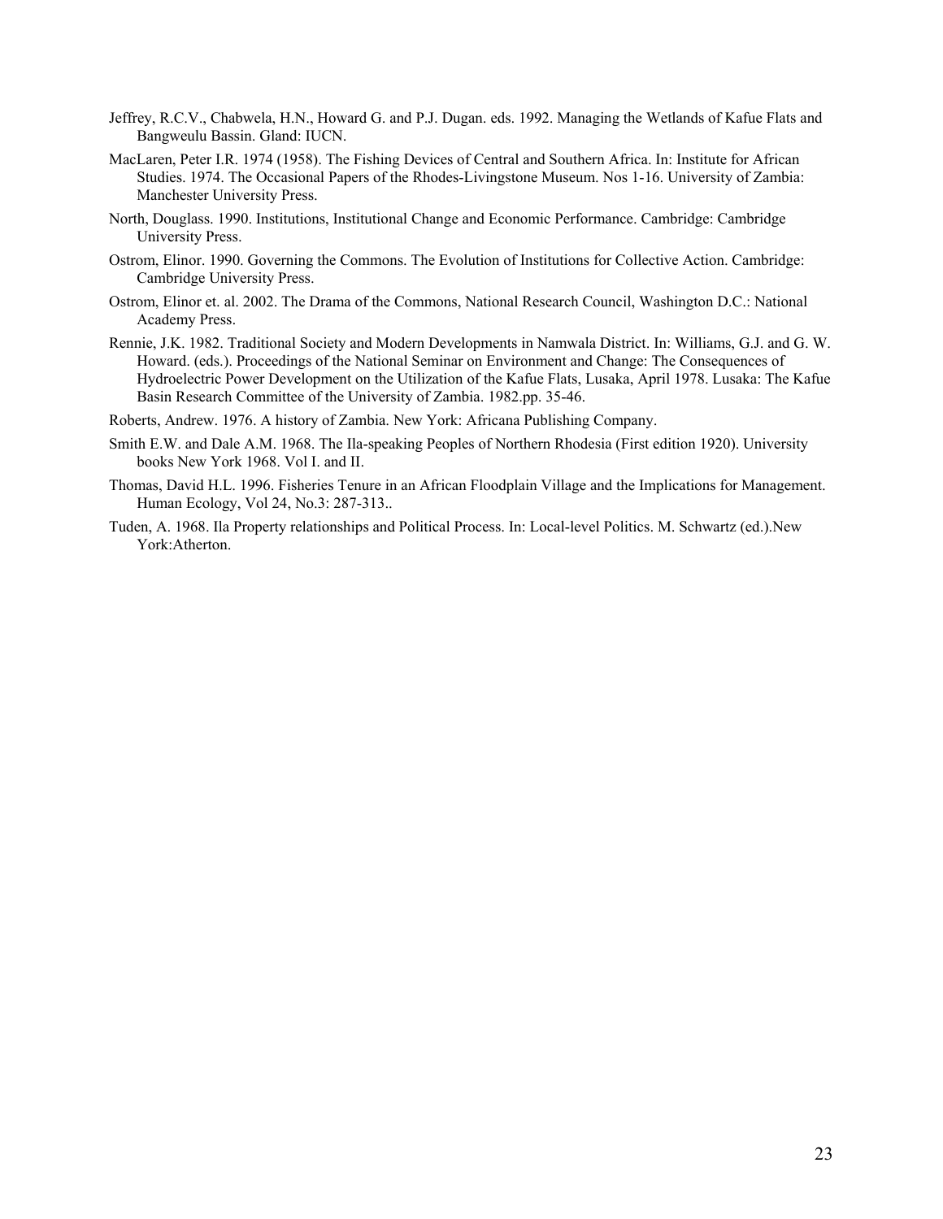Jeffrey, R.C.V., Chabwela, H.N., Howard G. and P.J. Dugan. eds. 1992. Managing the Wetlands of Kafue Flats and Bangweulu Bassin. Gland: IUCN.

MacLaren, Peter I.R. 1974 (1958). The Fishing Devices of Central and Southern Africa. In: Institute for African Studies. 1974. The Occasional Papers of the Rhodes-Livingstone Museum. Nos 1-16. University of Zambia: Manchester University Press.

North, Douglass. 1990. Institutions, Institutional Change and Economic Performance. Cambridge: Cambridge University Press.

Ostrom, Elinor. 1990. Governing the Commons. The Evolution of Institutions for Collective Action. Cambridge: Cambridge University Press.

Ostrom, Elinor et. al. 2002. The Drama of the Commons, National Research Council, Washington D.C.: National Academy Press.

Rennie, J.K. 1982. Traditional Society and Modern Developments in Namwala District. In: Williams, G.J. and G. W. Howard. (eds.). Proceedings of the National Seminar on Environment and Change: The Consequences of Hydroelectric Power Development on the Utilization of the Kafue Flats, Lusaka, April 1978. Lusaka: The Kafue Basin Research Committee of the University of Zambia. 1982.pp. 35-46.

Roberts, Andrew. 1976. A history of Zambia. New York: Africana Publishing Company.

Smith E.W. and Dale A.M. 1968. The Ila-speaking Peoples of Northern Rhodesia (First edition 1920). University books New York 1968. Vol I. and II.

Thomas, David H.L. 1996. Fisheries Tenure in an African Floodplain Village and the Implications for Management. Human Ecology, Vol 24, No.3: 287-313..

Tuden, A. 1968. Ila Property relationships and Political Process. In: Local-level Politics. M. Schwartz (ed.).New York:Atherton.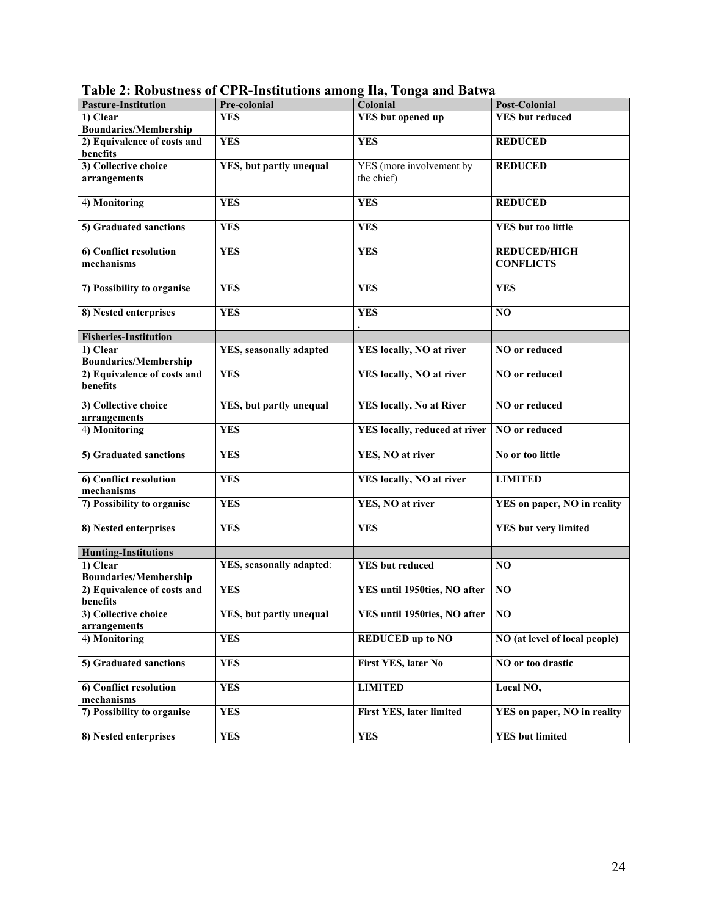**Table 2: Robustness of CPR-Institutions among Ila, Tonga and Batwa**

| **Pasture-Institution** | **Pre-colonial** | **Colonial** | **Post-Colonial** |
|---|---|---|---|
| **1) Clear Boundaries/Membership** | **YES** | **YES but opened up** | **YES but reduced** |
| **2) Equivalence of costs and benefits** | **YES** | **YES** | **REDUCED** |
| **3) Collective choice arrangements** | **YES, but partly unequal** | YES (more involvement by the chief) | **REDUCED** |
| 4) **Monitoring** | **YES** | **YES** | **REDUCED** |
| **5) Graduated sanctions** | **YES** | **YES** | **YES but too little** |
| **6) Conflict resolution mechanisms** | **YES** | **YES** | **REDUCED/HIGH CONFLICTS** |
| **7) Possibility to organise** | **YES** | **YES** | **YES** |
| **8) Nested enterprises** | **YES** | **YES** . | **NO** |
| **Fisheries-Institution** | | | |
| **1) Clear Boundaries/Membership** | **YES, seasonally adapted** | **YES locally, NO at river** | **NO or reduced** |
| **2) Equivalence of costs and benefits** | **YES** | **YES locally, NO at river** | **NO or reduced** |
| **3) Collective choice arrangements** | **YES, but partly unequal** | **YES locally, No at River** | **NO or reduced** |
| 4) **Monitoring** | **YES** | **YES locally, reduced at river** | **NO or reduced** |
| **5) Graduated sanctions** | **YES** | **YES, NO at river** | **No or too little** |
| **6) Conflict resolution mechanisms** | **YES** | **YES locally, NO at river** | **LIMITED** |
| **7) Possibility to organise** | **YES** | **YES, NO at river** | **YES on paper, NO in reality** |
| **8) Nested enterprises** | **YES** | **YES** | **YES but very limited** |
| **Hunting-Institutions** | | | |
| **1) Clear Boundaries/Membership** | **YES, seasonally adapted**: | **YES but reduced** | **NO** |
| **2) Equivalence of costs and benefits** | **YES** | **YES until 1950ties, NO after** | **NO** |
| **3) Collective choice arrangements** | **YES, but partly unequal** | **YES until 1950ties, NO after** | **NO** |
| 4) **Monitoring** | **YES** | **REDUCED up to NO** | **NO (at level of local people)** |
| **5) Graduated sanctions** | **YES** | **First YES, later No** | **NO or too drastic** |
| **6) Conflict resolution mechanisms** | **YES** | **LIMITED** | **Local NO,** |
| **7) Possibility to organise** | **YES** | **First YES, later limited** | **YES on paper, NO in reality** |
| **8) Nested enterprises** | **YES** | **YES** | **YES but limited** |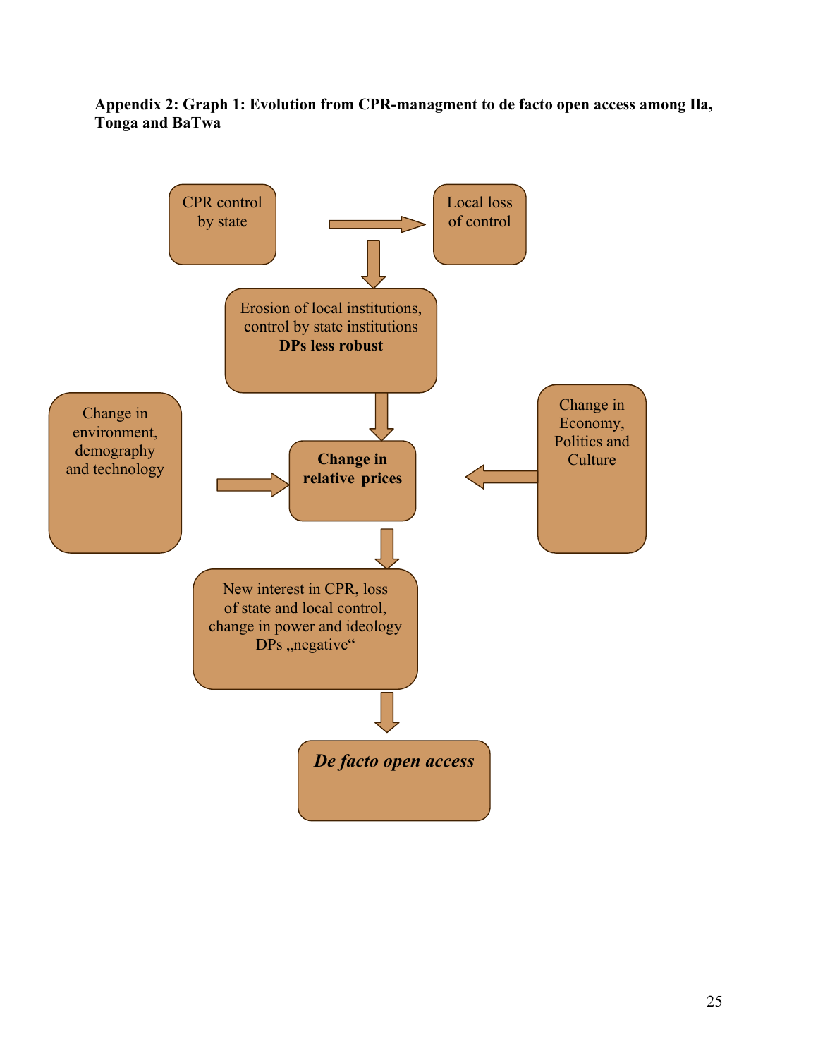**Appendix 2: Graph 1: Evolution from CPR-managment to de facto open access among Ila, Tonga and BaTwa**

CPR control by state

Local loss of control

Erosion of local institutions, control by state institutions
**DPs less robust**

Change in environment, demography and technology

**Change in relative prices**

Change in Economy, Politics and Culture

New interest in CPR, loss of state and local control, change in power and ideology DPs „negative“

***De facto open access***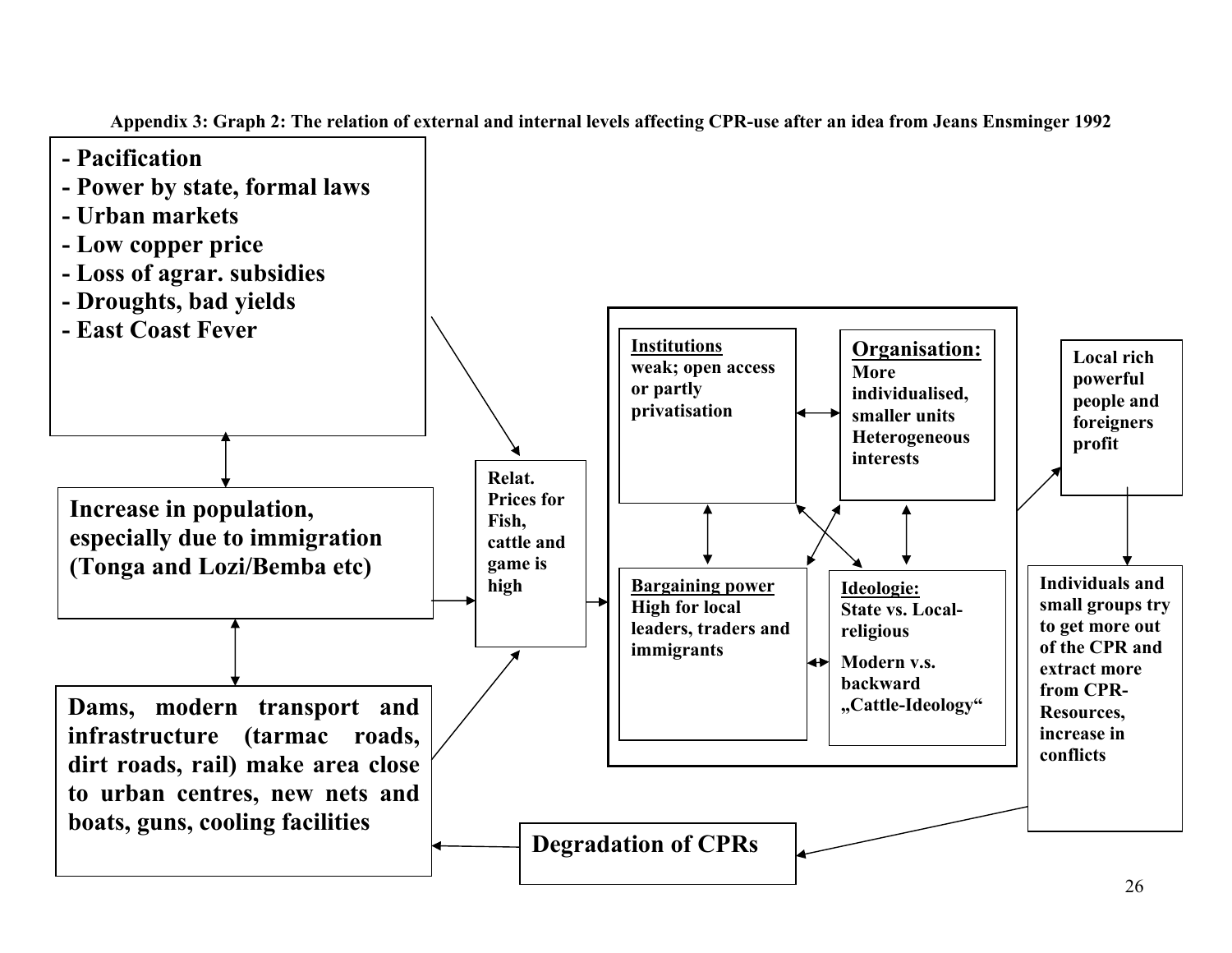**Appendix 3: Graph 2: The relation of external and internal levels affecting CPR-use after an idea from Jeans Ensminger 1992**

- Pacification
- Power by state, formal laws
- Urban markets
- Low copper price
- Loss of agrar. subsidies
- Droughts, bad yields
- East Coast Fever

Increase in population, especially due to immigration (Tonga and Lozi/Bemba etc)

Dams, modern transport and infrastructure (tarmac roads, dirt roads, rail) make area close to urban centres, new nets and boats, guns, cooling facilities

Relat. Prices for Fish, cattle and game is high

**Institutions**
weak; open access or partly privatisation

**Organisation:**
More individualised, smaller units
Heterogeneous interests

**Bargaining power**
High for local leaders, traders and immigrants

**Ideologie:**
State vs. Local-religious

Modern v.s. backward „Cattle-Ideology"

Local rich powerful people and foreigners profit

Individuals and small groups try to get more out of the CPR and extract more from CPR-Resources, increase in conflicts

Degradation of CPRs